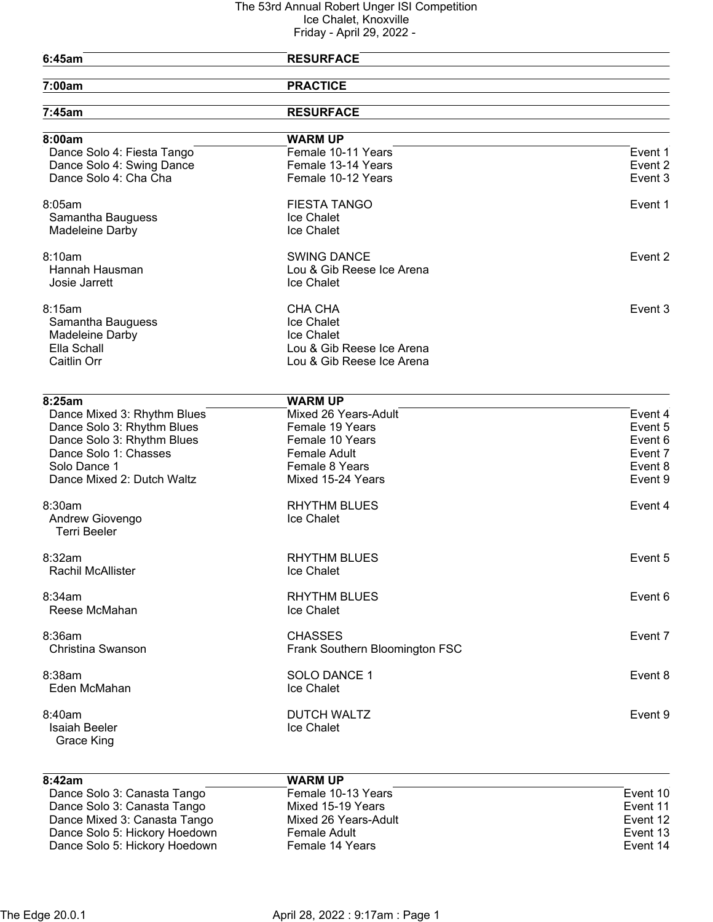# The 53rd Annual Robert Unger ISI Competition

Ice Chalet, Knoxville

Friday - April 29, 2022 -

| | | |
|---|---|---|
| **6:45am** | **RESURFACE** | |
| **7:00am** | **PRACTICE** | |
| **7:45am** | **RESURFACE** | |
| **8:00am** | **WARM UP** | |
| Dance Solo 4: Fiesta Tango | Female 10-11 Years | Event 1 |
| Dance Solo 4: Swing Dance | Female 13-14 Years | Event 2 |
| Dance Solo 4: Cha Cha | Female 10-12 Years | Event 3 |
| 8:05am | FIESTA TANGO | Event 1 |
| Samantha Bauguess | Ice Chalet | |
| Madeleine Darby | Ice Chalet | |
| 8:10am | SWING DANCE | Event 2 |
| Hannah Hausman | Lou & Gib Reese Ice Arena | |
| Josie Jarrett | Ice Chalet | |
| 8:15am | CHA CHA | Event 3 |
| Samantha Bauguess | Ice Chalet | |
| Madeleine Darby | Ice Chalet | |
| Ella Schall | Lou & Gib Reese Ice Arena | |
| Caitlin Orr | Lou & Gib Reese Ice Arena | |
| **8:25am** | **WARM UP** | |
| Dance Mixed 3: Rhythm Blues | Mixed 26 Years-Adult | Event 4 |
| Dance Solo 3: Rhythm Blues | Female 19 Years | Event 5 |
| Dance Solo 3: Rhythm Blues | Female 10 Years | Event 6 |
| Dance Solo 1: Chasses | Female Adult | Event 7 |
| Solo Dance 1 | Female 8 Years | Event 8 |
| Dance Mixed 2: Dutch Waltz | Mixed 15-24 Years | Event 9 |
| 8:30am | RHYTHM BLUES | Event 4 |
| Andrew Giovengo | Ice Chalet | |
| Terri Beeler | | |
| 8:32am | RHYTHM BLUES | Event 5 |
| Rachil McAllister | Ice Chalet | |
| 8:34am | RHYTHM BLUES | Event 6 |
| Reese McMahan | Ice Chalet | |
| 8:36am | CHASSES | Event 7 |
| Christina Swanson | Frank Southern Bloomington FSC | |
| 8:38am | SOLO DANCE 1 | Event 8 |
| Eden McMahan | Ice Chalet | |
| 8:40am | DUTCH WALTZ | Event 9 |
| Isaiah Beeler | Ice Chalet | |
| Grace King | | |
| **8:42am** | **WARM UP** | |
| Dance Solo 3: Canasta Tango | Female 10-13 Years | Event 10 |
| Dance Solo 3: Canasta Tango | Mixed 15-19 Years | Event 11 |
| Dance Mixed 3: Canasta Tango | Mixed 26 Years-Adult | Event 12 |
| Dance Solo 5: Hickory Hoedown | Female Adult | Event 13 |
| Dance Solo 5: Hickory Hoedown | Female 14 Years | Event 14 |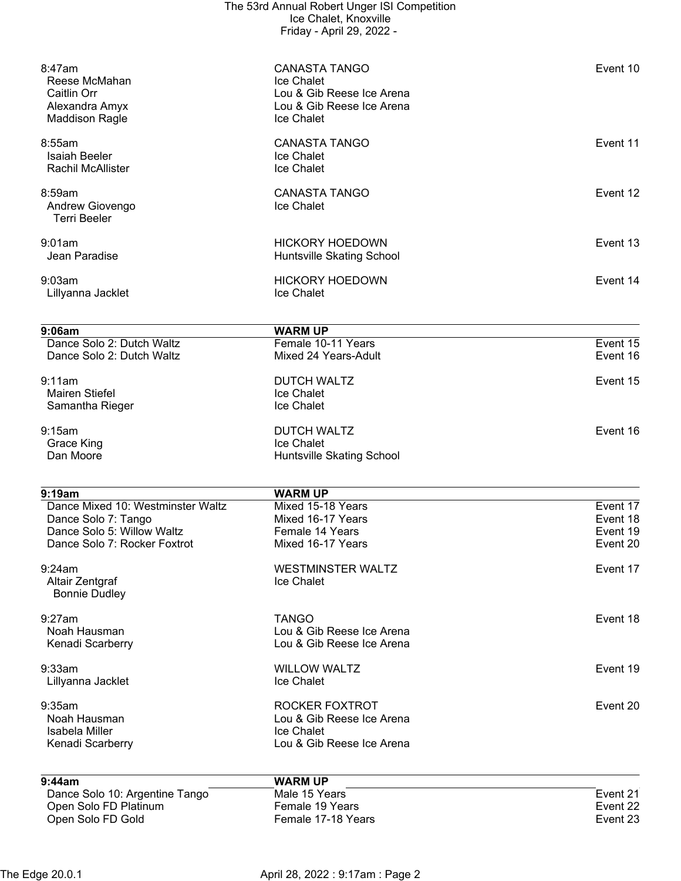8:47am | CANASTA TANGO | Event 10
- Reese McMahan — Ice Chalet
- Caitlin Orr — Lou & Gib Reese Ice Arena
- Alexandra Amyx — Lou & Gib Reese Ice Arena
- Maddison Ragle — Ice Chalet

8:55am | CANASTA TANGO | Event 11
- Isaiah Beeler — Ice Chalet
- Rachil McAllister — Ice Chalet

8:59am | CANASTA TANGO | Event 12
- Andrew Giovengo — Ice Chalet
  - Terri Beeler

9:01am | HICKORY HOEDOWN | Event 13
- Jean Paradise — Huntsville Skating School

9:03am | HICKORY HOEDOWN | Event 14
- Lillyanna Jacklet — Ice Chalet

| 9:06am | WARM UP | |
|---|---|---|
| Dance Solo 2: Dutch Waltz | Female 10-11 Years | Event 15 |
| Dance Solo 2: Dutch Waltz | Mixed 24 Years-Adult | Event 16 |

9:11am | DUTCH WALTZ | Event 15
- Mairen Stiefel — Ice Chalet
- Samantha Rieger — Ice Chalet

9:15am | DUTCH WALTZ | Event 16
- Grace King — Ice Chalet
- Dan Moore — Huntsville Skating School

| 9:19am | WARM UP | |
|---|---|---|
| Dance Mixed 10: Westminster Waltz | Mixed 15-18 Years | Event 17 |
| Dance Solo 7: Tango | Mixed 16-17 Years | Event 18 |
| Dance Solo 5: Willow Waltz | Female 14 Years | Event 19 |
| Dance Solo 7: Rocker Foxtrot | Mixed 16-17 Years | Event 20 |

9:24am | WESTMINSTER WALTZ | Event 17
- Altair Zentgraf — Ice Chalet
  - Bonnie Dudley

9:27am | TANGO | Event 18
- Noah Hausman — Lou & Gib Reese Ice Arena
- Kenadi Scarberry — Lou & Gib Reese Ice Arena

9:33am | WILLOW WALTZ | Event 19
- Lillyanna Jacklet — Ice Chalet

9:35am | ROCKER FOXTROT | Event 20
- Noah Hausman — Lou & Gib Reese Ice Arena
- Isabela Miller — Ice Chalet
- Kenadi Scarberry — Lou & Gib Reese Ice Arena

| 9:44am | WARM UP | |
|---|---|---|
| Dance Solo 10: Argentine Tango | Male 15 Years | Event 21 |
| Open Solo FD Platinum | Female 19 Years | Event 22 |
| Open Solo FD Gold | Female 17-18 Years | Event 23 |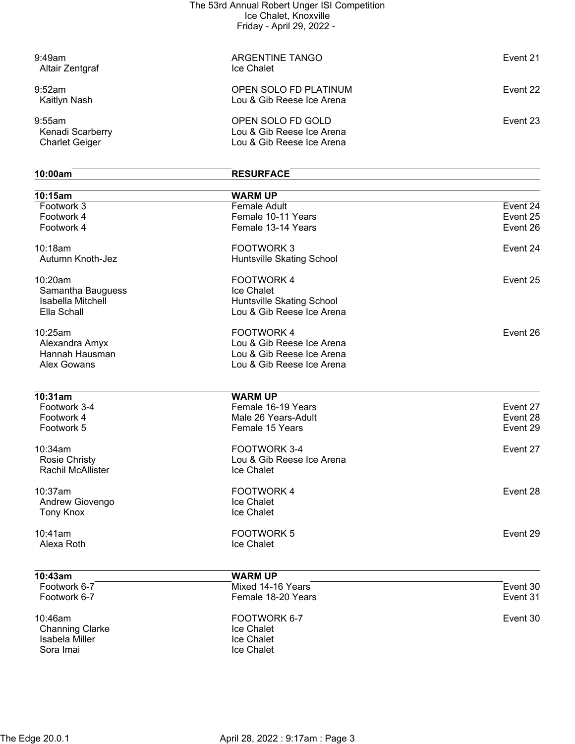| Time / Skater | Event / Club | Event # |
|---|---|---|
| 9:49am | ARGENTINE TANGO | Event 21 |
| Altair Zentgraf | Ice Chalet | |
| | | |
| 9:52am | OPEN SOLO FD PLATINUM | Event 22 |
| Kaitlyn Nash | Lou & Gib Reese Ice Arena | |
| | | |
| 9:55am | OPEN SOLO FD GOLD | Event 23 |
| Kenadi Scarberry | Lou & Gib Reese Ice Arena | |
| Charlet Geiger | Lou & Gib Reese Ice Arena | |
| | | |
| **10:00am** | **RESURFACE** | |
| | | |
| **10:15am** | **WARM UP** | |
| Footwork 3 | Female Adult | Event 24 |
| Footwork 4 | Female 10-11 Years | Event 25 |
| Footwork 4 | Female 13-14 Years | Event 26 |
| | | |
| 10:18am | FOOTWORK 3 | Event 24 |
| Autumn Knoth-Jez | Huntsville Skating School | |
| | | |
| 10:20am | FOOTWORK 4 | Event 25 |
| Samantha Bauguess | Ice Chalet | |
| Isabella Mitchell | Huntsville Skating School | |
| Ella Schall | Lou & Gib Reese Ice Arena | |
| | | |
| 10:25am | FOOTWORK 4 | Event 26 |
| Alexandra Amyx | Lou & Gib Reese Ice Arena | |
| Hannah Hausman | Lou & Gib Reese Ice Arena | |
| Alex Gowans | Lou & Gib Reese Ice Arena | |
| | | |
| **10:31am** | **WARM UP** | |
| Footwork 3-4 | Female 16-19 Years | Event 27 |
| Footwork 4 | Male 26 Years-Adult | Event 28 |
| Footwork 5 | Female 15 Years | Event 29 |
| | | |
| 10:34am | FOOTWORK 3-4 | Event 27 |
| Rosie Christy | Lou & Gib Reese Ice Arena | |
| Rachil McAllister | Ice Chalet | |
| | | |
| 10:37am | FOOTWORK 4 | Event 28 |
| Andrew Giovengo | Ice Chalet | |
| Tony Knox | Ice Chalet | |
| | | |
| 10:41am | FOOTWORK 5 | Event 29 |
| Alexa Roth | Ice Chalet | |
| | | |
| **10:43am** | **WARM UP** | |
| Footwork 6-7 | Mixed 14-16 Years | Event 30 |
| Footwork 6-7 | Female 18-20 Years | Event 31 |
| | | |
| 10:46am | FOOTWORK 6-7 | Event 30 |
| Channing Clarke | Ice Chalet | |
| Isabela Miller | Ice Chalet | |
| Sora Imai | Ice Chalet | |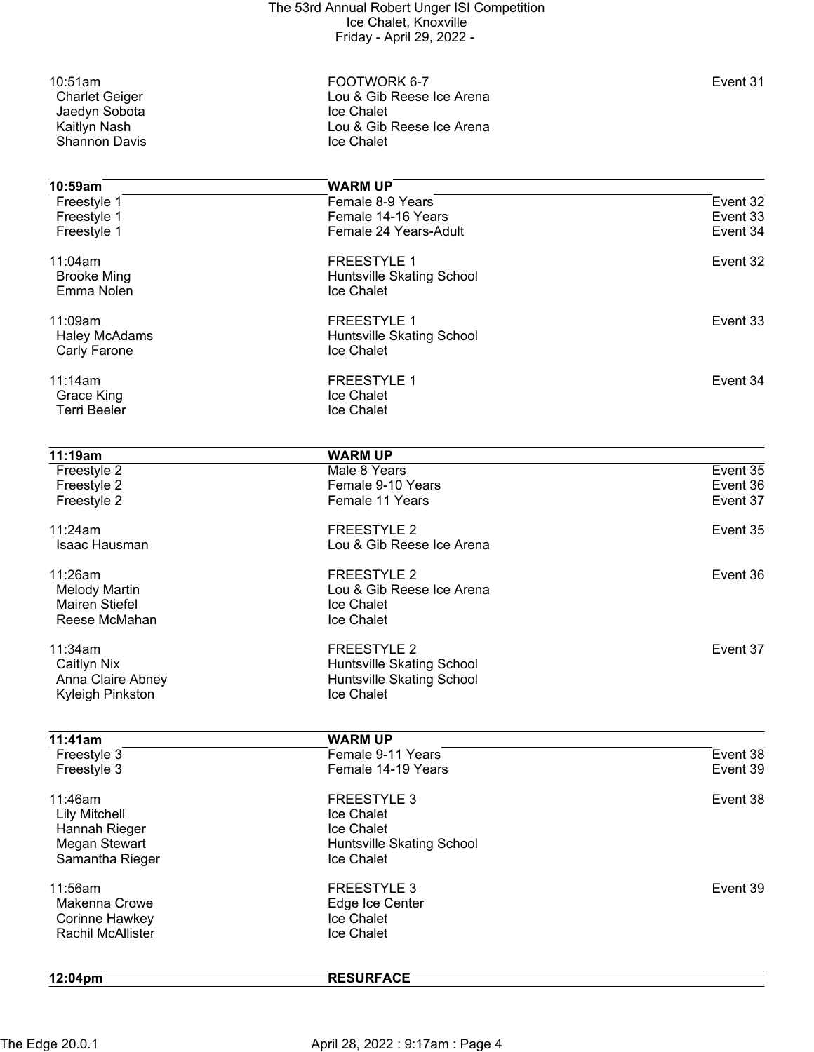| Time / Skater | Event / Club | Event # |
| --- | --- | --- |
| 10:51am | FOOTWORK 6-7 | Event 31 |
| Charlet Geiger | Lou & Gib Reese Ice Arena | |
| Jaedyn Sobota | Ice Chalet | |
| Kaitlyn Nash | Lou & Gib Reese Ice Arena | |
| Shannon Davis | Ice Chalet | |

| **10:59am** | **WARM UP** | |
| --- | --- | --- |
| Freestyle 1 | Female 8-9 Years | Event 32 |
| Freestyle 1 | Female 14-16 Years | Event 33 |
| Freestyle 1 | Female 24 Years-Adult | Event 34 |
| 11:04am | FREESTYLE 1 | Event 32 |
| Brooke Ming | Huntsville Skating School | |
| Emma Nolen | Ice Chalet | |
| 11:09am | FREESTYLE 1 | Event 33 |
| Haley McAdams | Huntsville Skating School | |
| Carly Farone | Ice Chalet | |
| 11:14am | FREESTYLE 1 | Event 34 |
| Grace King | Ice Chalet | |
| Terri Beeler | Ice Chalet | |

| **11:19am** | **WARM UP** | |
| --- | --- | --- |
| Freestyle 2 | Male 8 Years | Event 35 |
| Freestyle 2 | Female 9-10 Years | Event 36 |
| Freestyle 2 | Female 11 Years | Event 37 |
| 11:24am | FREESTYLE 2 | Event 35 |
| Isaac Hausman | Lou & Gib Reese Ice Arena | |
| 11:26am | FREESTYLE 2 | Event 36 |
| Melody Martin | Lou & Gib Reese Ice Arena | |
| Mairen Stiefel | Ice Chalet | |
| Reese McMahan | Ice Chalet | |
| 11:34am | FREESTYLE 2 | Event 37 |
| Caitlyn Nix | Huntsville Skating School | |
| Anna Claire Abney | Huntsville Skating School | |
| Kyleigh Pinkston | Ice Chalet | |

| **11:41am** | **WARM UP** | |
| --- | --- | --- |
| Freestyle 3 | Female 9-11 Years | Event 38 |
| Freestyle 3 | Female 14-19 Years | Event 39 |
| 11:46am | FREESTYLE 3 | Event 38 |
| Lily Mitchell | Ice Chalet | |
| Hannah Rieger | Ice Chalet | |
| Megan Stewart | Huntsville Skating School | |
| Samantha Rieger | Ice Chalet | |
| 11:56am | FREESTYLE 3 | Event 39 |
| Makenna Crowe | Edge Ice Center | |
| Corinne Hawkey | Ice Chalet | |
| Rachil McAllister | Ice Chalet | |

| **12:04pm** | **RESURFACE** | |
| --- | --- | --- |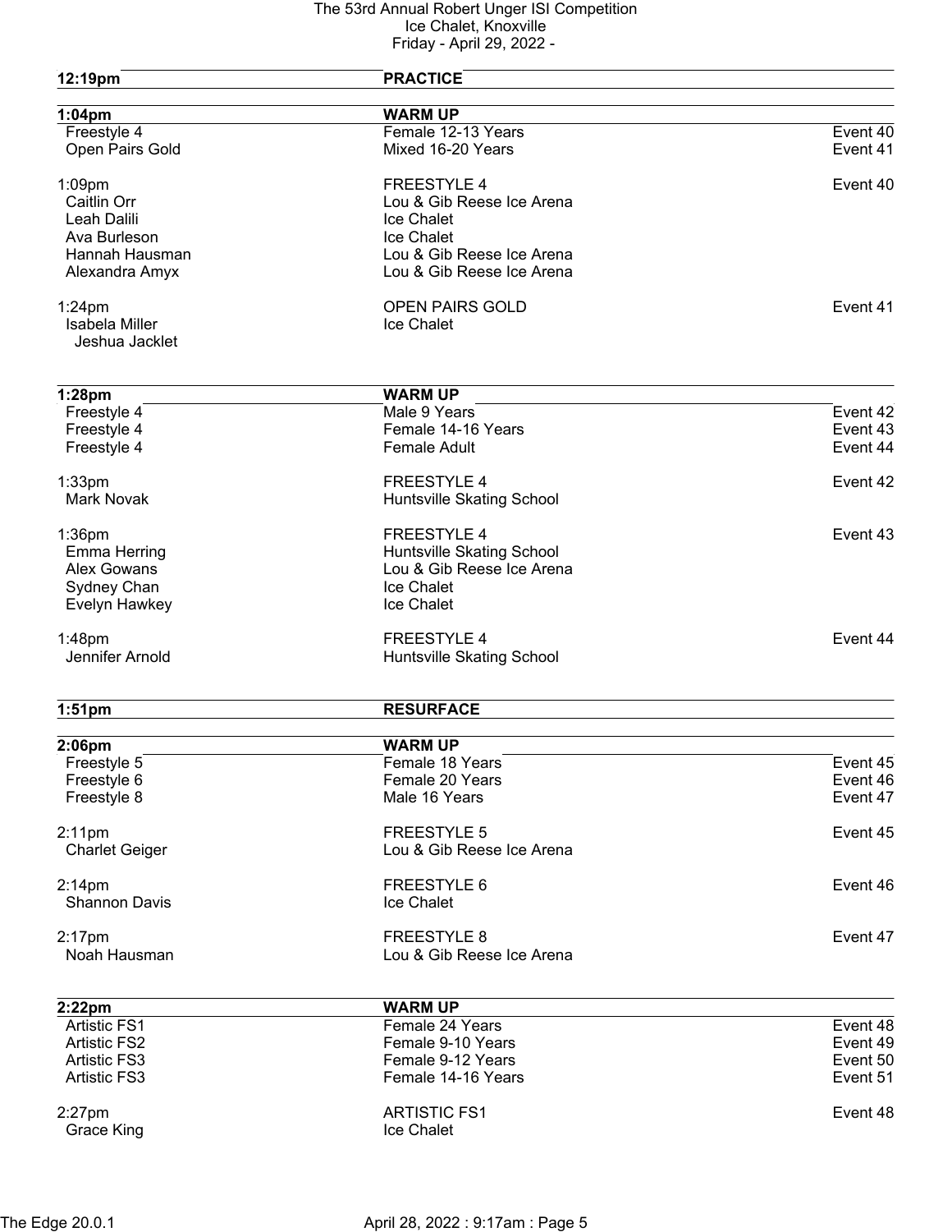| Time | Event | |
|---|---|---|
| **12:19pm** | **PRACTICE** | |
| | | |
| **1:04pm** | **WARM UP** | |
| Freestyle 4 | Female 12-13 Years | Event 40 |
| Open Pairs Gold | Mixed 16-20 Years | Event 41 |
| | | |
| 1:09pm | FREESTYLE 4 | Event 40 |
| Caitlin Orr | Lou & Gib Reese Ice Arena | |
| Leah Dalili | Ice Chalet | |
| Ava Burleson | Ice Chalet | |
| Hannah Hausman | Lou & Gib Reese Ice Arena | |
| Alexandra Amyx | Lou & Gib Reese Ice Arena | |
| | | |
| 1:24pm | OPEN PAIRS GOLD | Event 41 |
| Isabela Miller | Ice Chalet | |
| Jeshua Jacklet | | |
| | | |
| **1:28pm** | **WARM UP** | |
| Freestyle 4 | Male 9 Years | Event 42 |
| Freestyle 4 | Female 14-16 Years | Event 43 |
| Freestyle 4 | Female Adult | Event 44 |
| | | |
| 1:33pm | FREESTYLE 4 | Event 42 |
| Mark Novak | Huntsville Skating School | |
| | | |
| 1:36pm | FREESTYLE 4 | Event 43 |
| Emma Herring | Huntsville Skating School | |
| Alex Gowans | Lou & Gib Reese Ice Arena | |
| Sydney Chan | Ice Chalet | |
| Evelyn Hawkey | Ice Chalet | |
| | | |
| 1:48pm | FREESTYLE 4 | Event 44 |
| Jennifer Arnold | Huntsville Skating School | |
| | | |
| **1:51pm** | **RESURFACE** | |
| | | |
| **2:06pm** | **WARM UP** | |
| Freestyle 5 | Female 18 Years | Event 45 |
| Freestyle 6 | Female 20 Years | Event 46 |
| Freestyle 8 | Male 16 Years | Event 47 |
| | | |
| 2:11pm | FREESTYLE 5 | Event 45 |
| Charlet Geiger | Lou & Gib Reese Ice Arena | |
| | | |
| 2:14pm | FREESTYLE 6 | Event 46 |
| Shannon Davis | Ice Chalet | |
| | | |
| 2:17pm | FREESTYLE 8 | Event 47 |
| Noah Hausman | Lou & Gib Reese Ice Arena | |
| | | |
| **2:22pm** | **WARM UP** | |
| Artistic FS1 | Female 24 Years | Event 48 |
| Artistic FS2 | Female 9-10 Years | Event 49 |
| Artistic FS3 | Female 9-12 Years | Event 50 |
| Artistic FS3 | Female 14-16 Years | Event 51 |
| | | |
| 2:27pm | ARTISTIC FS1 | Event 48 |
| Grace King | Ice Chalet | |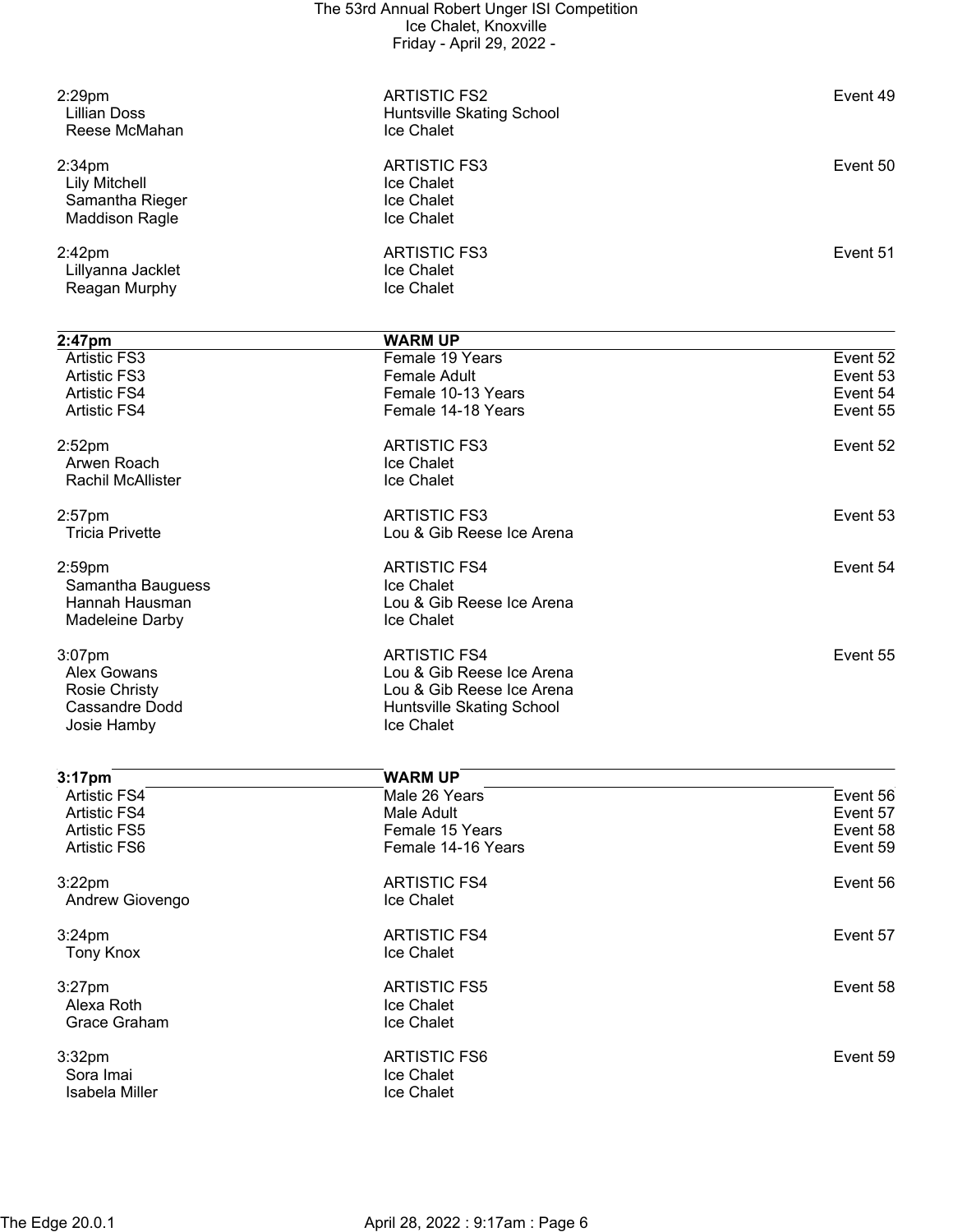2:29pm | ARTISTIC FS2 | Event 49
- Lillian Doss — Huntsville Skating School
- Reese McMahan — Ice Chalet

2:34pm | ARTISTIC FS3 | Event 50
- Lily Mitchell — Ice Chalet
- Samantha Rieger — Ice Chalet
- Maddison Ragle — Ice Chalet

2:42pm | ARTISTIC FS3 | Event 51
- Lillyanna Jacklet — Ice Chalet
- Reagan Murphy — Ice Chalet

| 2:47pm | WARM UP | |
|---|---|---|
| Artistic FS3 | Female 19 Years | Event 52 |
| Artistic FS3 | Female Adult | Event 53 |
| Artistic FS4 | Female 10-13 Years | Event 54 |
| Artistic FS4 | Female 14-18 Years | Event 55 |

2:52pm | ARTISTIC FS3 | Event 52
- Arwen Roach — Ice Chalet
- Rachil McAllister — Ice Chalet

2:57pm | ARTISTIC FS3 | Event 53
- Tricia Privette — Lou & Gib Reese Ice Arena

2:59pm | ARTISTIC FS4 | Event 54
- Samantha Bauguess — Ice Chalet
- Hannah Hausman — Lou & Gib Reese Ice Arena
- Madeleine Darby — Ice Chalet

3:07pm | ARTISTIC FS4 | Event 55
- Alex Gowans — Lou & Gib Reese Ice Arena
- Rosie Christy — Lou & Gib Reese Ice Arena
- Cassandre Dodd — Huntsville Skating School
- Josie Hamby — Ice Chalet

| 3:17pm | WARM UP | |
|---|---|---|
| Artistic FS4 | Male 26 Years | Event 56 |
| Artistic FS4 | Male Adult | Event 57 |
| Artistic FS5 | Female 15 Years | Event 58 |
| Artistic FS6 | Female 14-16 Years | Event 59 |

3:22pm | ARTISTIC FS4 | Event 56
- Andrew Giovengo — Ice Chalet

3:24pm | ARTISTIC FS4 | Event 57
- Tony Knox — Ice Chalet

3:27pm | ARTISTIC FS5 | Event 58
- Alexa Roth — Ice Chalet
- Grace Graham — Ice Chalet

3:32pm | ARTISTIC FS6 | Event 59
- Sora Imai — Ice Chalet
- Isabela Miller — Ice Chalet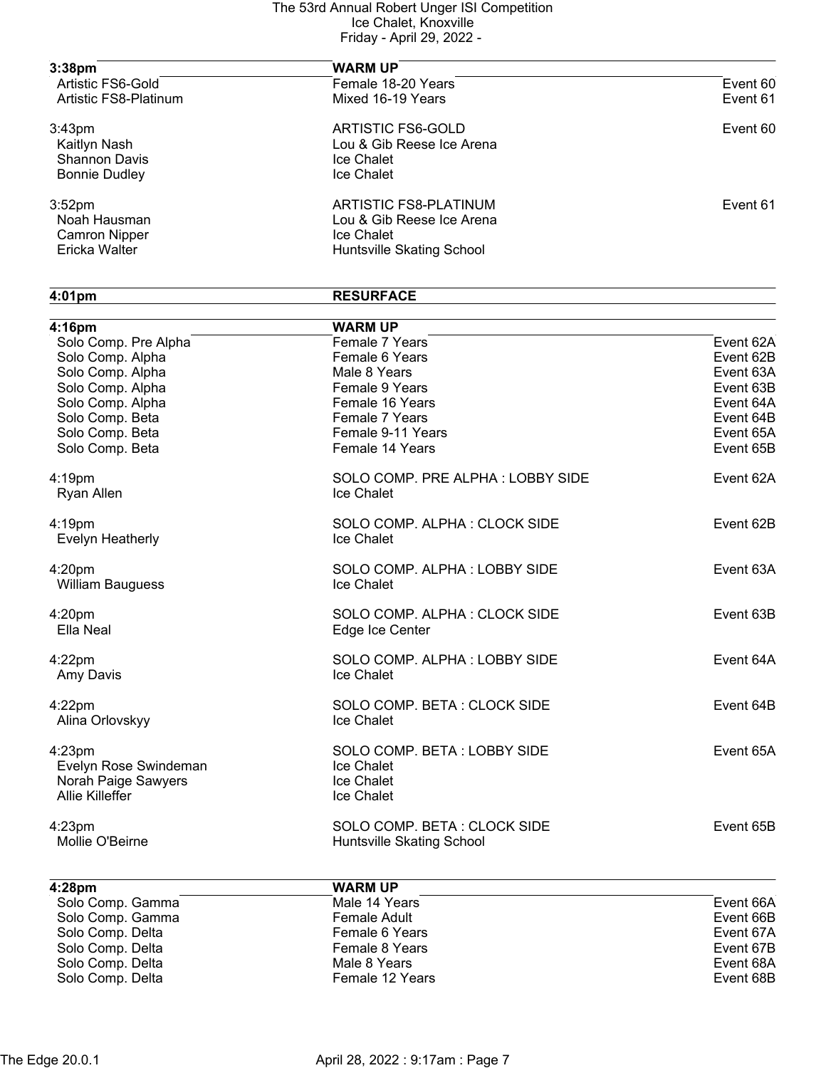| 3:38pm | WARM UP | |
|---|---|---|
| Artistic FS6-Gold | Female 18-20 Years | Event 60 |
| Artistic FS8-Platinum | Mixed 16-19 Years | Event 61 |

3:43pm — ARTISTIC FS6-GOLD — Event 60

| Skater | Club |
|---|---|
| Kaitlyn Nash | Lou & Gib Reese Ice Arena |
| Shannon Davis | Ice Chalet |
| Bonnie Dudley | Ice Chalet |

3:52pm — ARTISTIC FS8-PLATINUM — Event 61

| Skater | Club |
|---|---|
| Noah Hausman | Lou & Gib Reese Ice Arena |
| Camron Nipper | Ice Chalet |
| Ericka Walter | Huntsville Skating School |

**4:01pm — RESURFACE**

| 4:16pm | WARM UP | |
|---|---|---|
| Solo Comp. Pre Alpha | Female 7 Years | Event 62A |
| Solo Comp. Alpha | Female 6 Years | Event 62B |
| Solo Comp. Alpha | Male 8 Years | Event 63A |
| Solo Comp. Alpha | Female 9 Years | Event 63B |
| Solo Comp. Alpha | Female 16 Years | Event 64A |
| Solo Comp. Beta | Female 7 Years | Event 64B |
| Solo Comp. Beta | Female 9-11 Years | Event 65A |
| Solo Comp. Beta | Female 14 Years | Event 65B |

4:19pm — SOLO COMP. PRE ALPHA : LOBBY SIDE — Event 62A

- Ryan Allen — Ice Chalet

4:19pm — SOLO COMP. ALPHA : CLOCK SIDE — Event 62B

- Evelyn Heatherly — Ice Chalet

4:20pm — SOLO COMP. ALPHA : LOBBY SIDE — Event 63A

- William Bauguess — Ice Chalet

4:20pm — SOLO COMP. ALPHA : CLOCK SIDE — Event 63B

- Ella Neal — Edge Ice Center

4:22pm — SOLO COMP. ALPHA : LOBBY SIDE — Event 64A

- Amy Davis — Ice Chalet

4:22pm — SOLO COMP. BETA : CLOCK SIDE — Event 64B

- Alina Orlovskyy — Ice Chalet

4:23pm — SOLO COMP. BETA : LOBBY SIDE — Event 65A

| Skater | Club |
|---|---|
| Evelyn Rose Swindeman | Ice Chalet |
| Norah Paige Sawyers | Ice Chalet |
| Allie Killeffer | Ice Chalet |

4:23pm — SOLO COMP. BETA : CLOCK SIDE — Event 65B

- Mollie O'Beirne — Huntsville Skating School

| 4:28pm | WARM UP | |
|---|---|---|
| Solo Comp. Gamma | Male 14 Years | Event 66A |
| Solo Comp. Gamma | Female Adult | Event 66B |
| Solo Comp. Delta | Female 6 Years | Event 67A |
| Solo Comp. Delta | Female 8 Years | Event 67B |
| Solo Comp. Delta | Male 8 Years | Event 68A |
| Solo Comp. Delta | Female 12 Years | Event 68B |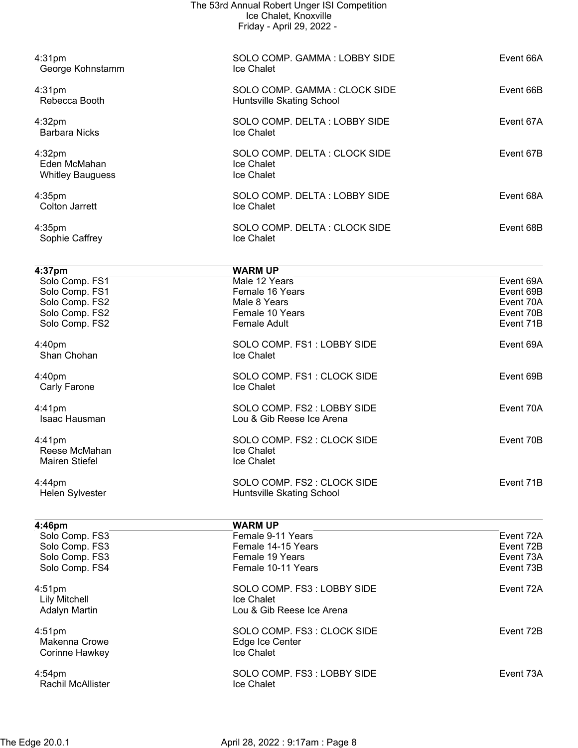4:31pm SOLO COMP. GAMMA : LOBBY SIDE Event 66A
George Kohnstamm — Ice Chalet

4:31pm SOLO COMP. GAMMA : CLOCK SIDE Event 66B
Rebecca Booth — Huntsville Skating School

4:32pm SOLO COMP. DELTA : LOBBY SIDE Event 67A
Barbara Nicks — Ice Chalet

4:32pm SOLO COMP. DELTA : CLOCK SIDE Event 67B
Eden McMahan — Ice Chalet
Whitley Bauguess — Ice Chalet

4:35pm SOLO COMP. DELTA : LOBBY SIDE Event 68A
Colton Jarrett — Ice Chalet

4:35pm SOLO COMP. DELTA : CLOCK SIDE Event 68B
Sophie Caffrey — Ice Chalet

---

**4:37pm WARM UP**

| | | |
|---|---|---|
| Solo Comp. FS1 | Male 12 Years | Event 69A |
| Solo Comp. FS1 | Female 16 Years | Event 69B |
| Solo Comp. FS2 | Male 8 Years | Event 70A |
| Solo Comp. FS2 | Female 10 Years | Event 70B |
| Solo Comp. FS2 | Female Adult | Event 71B |

4:40pm SOLO COMP. FS1 : LOBBY SIDE Event 69A
Shan Chohan — Ice Chalet

4:40pm SOLO COMP. FS1 : CLOCK SIDE Event 69B
Carly Farone — Ice Chalet

4:41pm SOLO COMP. FS2 : LOBBY SIDE Event 70A
Isaac Hausman — Lou & Gib Reese Ice Arena

4:41pm SOLO COMP. FS2 : CLOCK SIDE Event 70B
Reese McMahan — Ice Chalet
Mairen Stiefel — Ice Chalet

4:44pm SOLO COMP. FS2 : CLOCK SIDE Event 71B
Helen Sylvester — Huntsville Skating School

---

**4:46pm WARM UP**

| | | |
|---|---|---|
| Solo Comp. FS3 | Female 9-11 Years | Event 72A |
| Solo Comp. FS3 | Female 14-15 Years | Event 72B |
| Solo Comp. FS3 | Female 19 Years | Event 73A |
| Solo Comp. FS4 | Female 10-11 Years | Event 73B |

4:51pm SOLO COMP. FS3 : LOBBY SIDE Event 72A
Lily Mitchell — Ice Chalet
Adalyn Martin — Lou & Gib Reese Ice Arena

4:51pm SOLO COMP. FS3 : CLOCK SIDE Event 72B
Makenna Crowe — Edge Ice Center
Corinne Hawkey — Ice Chalet

4:54pm SOLO COMP. FS3 : LOBBY SIDE Event 73A
Rachil McAllister — Ice Chalet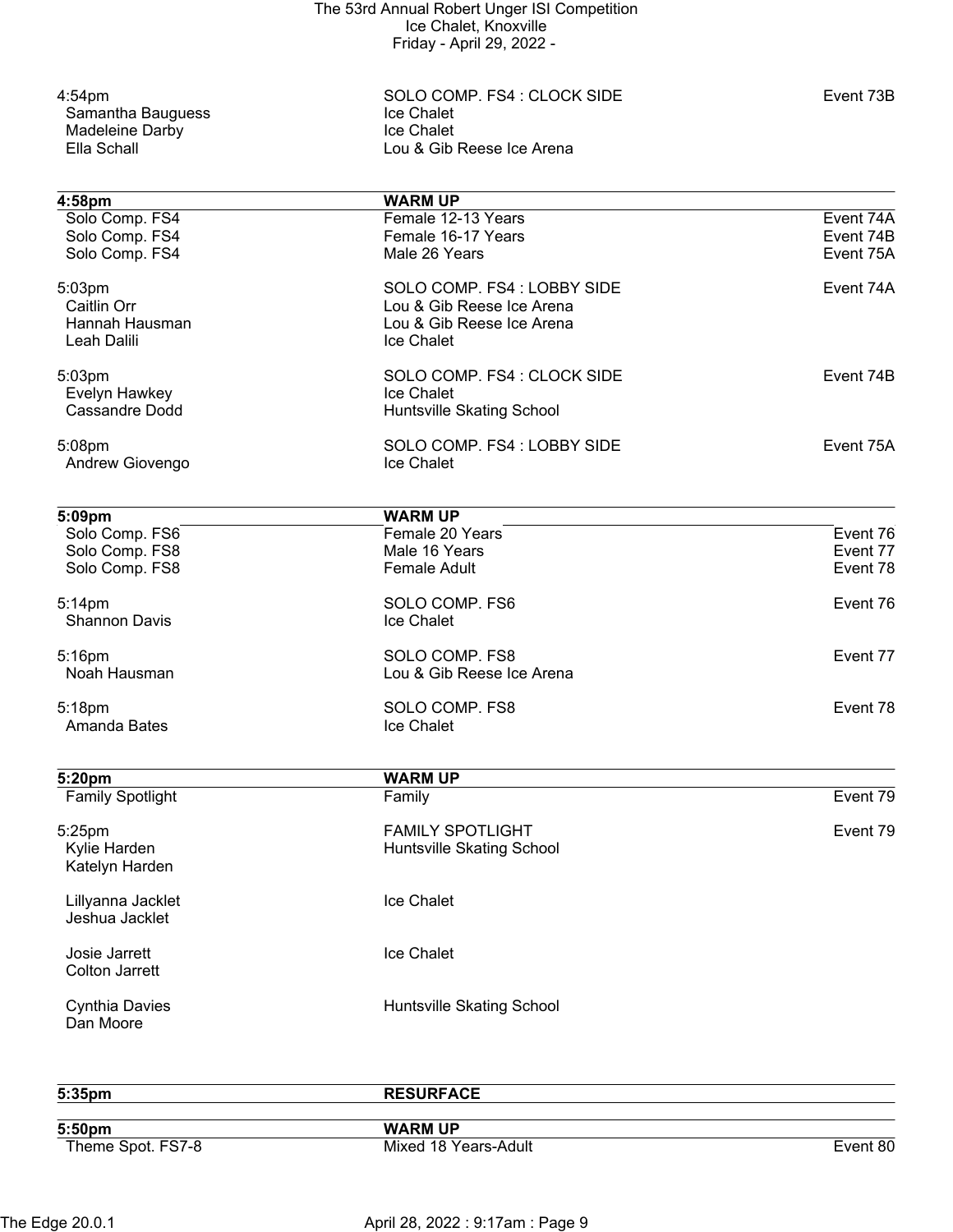| Time | Event | Event # |
|---|---|---|
| 4:54pm | SOLO COMP. FS4 : CLOCK SIDE | Event 73B |
| Samantha Bauguess | Ice Chalet | |
| Madeleine Darby | Ice Chalet | |
| Ella Schall | Lou & Gib Reese Ice Arena | |
| **4:58pm** | **WARM UP** | |
| Solo Comp. FS4 | Female 12-13 Years | Event 74A |
| Solo Comp. FS4 | Female 16-17 Years | Event 74B |
| Solo Comp. FS4 | Male 26 Years | Event 75A |
| 5:03pm | SOLO COMP. FS4 : LOBBY SIDE | Event 74A |
| Caitlin Orr | Lou & Gib Reese Ice Arena | |
| Hannah Hausman | Lou & Gib Reese Ice Arena | |
| Leah Dalili | Ice Chalet | |
| 5:03pm | SOLO COMP. FS4 : CLOCK SIDE | Event 74B |
| Evelyn Hawkey | Ice Chalet | |
| Cassandre Dodd | Huntsville Skating School | |
| 5:08pm | SOLO COMP. FS4 : LOBBY SIDE | Event 75A |
| Andrew Giovengo | Ice Chalet | |
| **5:09pm** | **WARM UP** | |
| Solo Comp. FS6 | Female 20 Years | Event 76 |
| Solo Comp. FS8 | Male 16 Years | Event 77 |
| Solo Comp. FS8 | Female Adult | Event 78 |
| 5:14pm | SOLO COMP. FS6 | Event 76 |
| Shannon Davis | Ice Chalet | |
| 5:16pm | SOLO COMP. FS8 | Event 77 |
| Noah Hausman | Lou & Gib Reese Ice Arena | |
| 5:18pm | SOLO COMP. FS8 | Event 78 |
| Amanda Bates | Ice Chalet | |
| **5:20pm** | **WARM UP** | |
| Family Spotlight | Family | Event 79 |
| 5:25pm | FAMILY SPOTLIGHT | Event 79 |
| Kylie Harden<br>Katelyn Harden | Huntsville Skating School | |
| Lillyanna Jacklet<br>Jeshua Jacklet | Ice Chalet | |
| Josie Jarrett<br>Colton Jarrett | Ice Chalet | |
| Cynthia Davies<br>Dan Moore | Huntsville Skating School | |
| **5:35pm** | **RESURFACE** | |
| **5:50pm** | **WARM UP** | |
| Theme Spot. FS7-8 | Mixed 18 Years-Adult | Event 80 |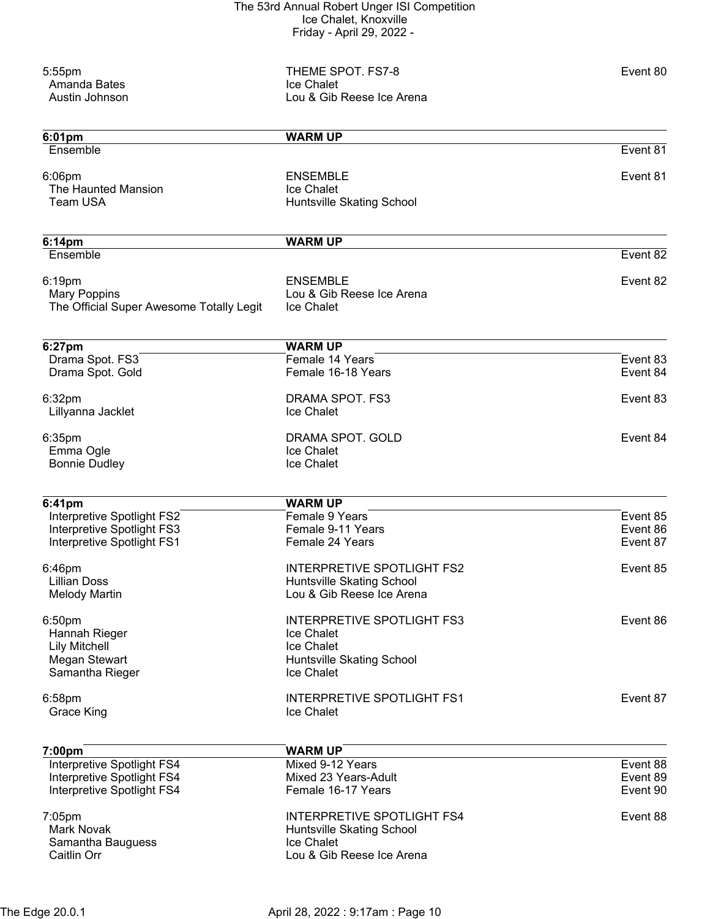| Time / Skater | Event / Club | Event # |
|---|---|---|
| 5:55pm | THEME SPOT. FS7-8 | Event 80 |
| Amanda Bates | Ice Chalet | |
| Austin Johnson | Lou & Gib Reese Ice Arena | |

| **6:01pm** | **WARM UP** | |
|---|---|---|
| Ensemble | | Event 81 |
| 6:06pm | ENSEMBLE | Event 81 |
| The Haunted Mansion | Ice Chalet | |
| Team USA | Huntsville Skating School | |

| **6:14pm** | **WARM UP** | |
|---|---|---|
| Ensemble | | Event 82 |
| 6:19pm | ENSEMBLE | Event 82 |
| Mary Poppins | Lou & Gib Reese Ice Arena | |
| The Official Super Awesome Totally Legit | Ice Chalet | |

| **6:27pm** | **WARM UP** | |
|---|---|---|
| Drama Spot. FS3 | Female 14 Years | Event 83 |
| Drama Spot. Gold | Female 16-18 Years | Event 84 |
| 6:32pm | DRAMA SPOT. FS3 | Event 83 |
| Lillyanna Jacklet | Ice Chalet | |
| 6:35pm | DRAMA SPOT. GOLD | Event 84 |
| Emma Ogle | Ice Chalet | |
| Bonnie Dudley | Ice Chalet | |

| **6:41pm** | **WARM UP** | |
|---|---|---|
| Interpretive Spotlight FS2 | Female 9 Years | Event 85 |
| Interpretive Spotlight FS3 | Female 9-11 Years | Event 86 |
| Interpretive Spotlight FS1 | Female 24 Years | Event 87 |
| 6:46pm | INTERPRETIVE SPOTLIGHT FS2 | Event 85 |
| Lillian Doss | Huntsville Skating School | |
| Melody Martin | Lou & Gib Reese Ice Arena | |
| 6:50pm | INTERPRETIVE SPOTLIGHT FS3 | Event 86 |
| Hannah Rieger | Ice Chalet | |
| Lily Mitchell | Ice Chalet | |
| Megan Stewart | Huntsville Skating School | |
| Samantha Rieger | Ice Chalet | |
| 6:58pm | INTERPRETIVE SPOTLIGHT FS1 | Event 87 |
| Grace King | Ice Chalet | |

| **7:00pm** | **WARM UP** | |
|---|---|---|
| Interpretive Spotlight FS4 | Mixed 9-12 Years | Event 88 |
| Interpretive Spotlight FS4 | Mixed 23 Years-Adult | Event 89 |
| Interpretive Spotlight FS4 | Female 16-17 Years | Event 90 |
| 7:05pm | INTERPRETIVE SPOTLIGHT FS4 | Event 88 |
| Mark Novak | Huntsville Skating School | |
| Samantha Bauguess | Ice Chalet | |
| Caitlin Orr | Lou & Gib Reese Ice Arena | |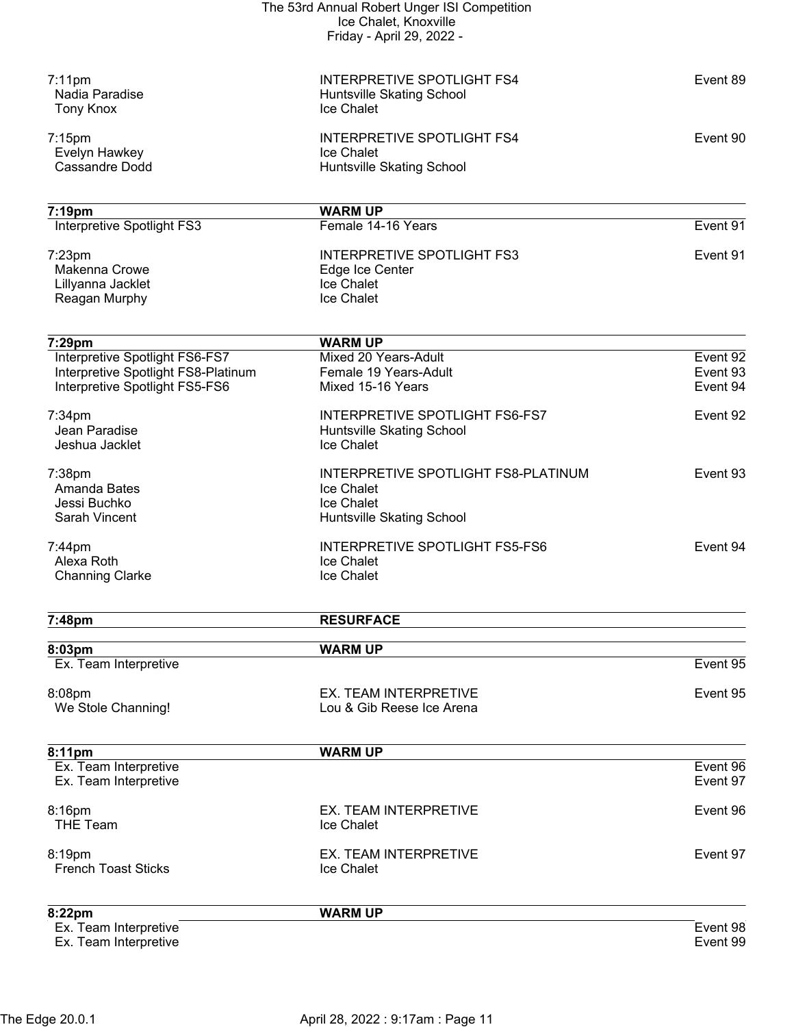7:11pm INTERPRETIVE SPOTLIGHT FS4 Event 89
Nadia Paradise — Huntsville Skating School
Tony Knox — Ice Chalet

7:15pm INTERPRETIVE SPOTLIGHT FS4 Event 90
Evelyn Hawkey — Ice Chalet
Cassandre Dodd — Huntsville Skating School

**7:19pm WARM UP**

Interpretive Spotlight FS3 — Female 14-16 Years — Event 91

7:23pm INTERPRETIVE SPOTLIGHT FS3 Event 91
Makenna Crowe — Edge Ice Center
Lillyanna Jacklet — Ice Chalet
Reagan Murphy — Ice Chalet

**7:29pm WARM UP**

Interpretive Spotlight FS6-FS7 — Mixed 20 Years-Adult — Event 92
Interpretive Spotlight FS8-Platinum — Female 19 Years-Adult — Event 93
Interpretive Spotlight FS5-FS6 — Mixed 15-16 Years — Event 94

7:34pm INTERPRETIVE SPOTLIGHT FS6-FS7 Event 92
Jean Paradise — Huntsville Skating School
Jeshua Jacklet — Ice Chalet

7:38pm INTERPRETIVE SPOTLIGHT FS8-PLATINUM Event 93
Amanda Bates — Ice Chalet
Jessi Buchko — Ice Chalet
Sarah Vincent — Huntsville Skating School

7:44pm INTERPRETIVE SPOTLIGHT FS5-FS6 Event 94
Alexa Roth — Ice Chalet
Channing Clarke — Ice Chalet

**7:48pm RESURFACE**

**8:03pm WARM UP**

Ex. Team Interpretive — Event 95

8:08pm EX. TEAM INTERPRETIVE Event 95
We Stole Channing! — Lou & Gib Reese Ice Arena

**8:11pm WARM UP**

Ex. Team Interpretive — Event 96
Ex. Team Interpretive — Event 97

8:16pm EX. TEAM INTERPRETIVE Event 96
THE Team — Ice Chalet

8:19pm EX. TEAM INTERPRETIVE Event 97
French Toast Sticks — Ice Chalet

**8:22pm WARM UP**

Ex. Team Interpretive — Event 98
Ex. Team Interpretive — Event 99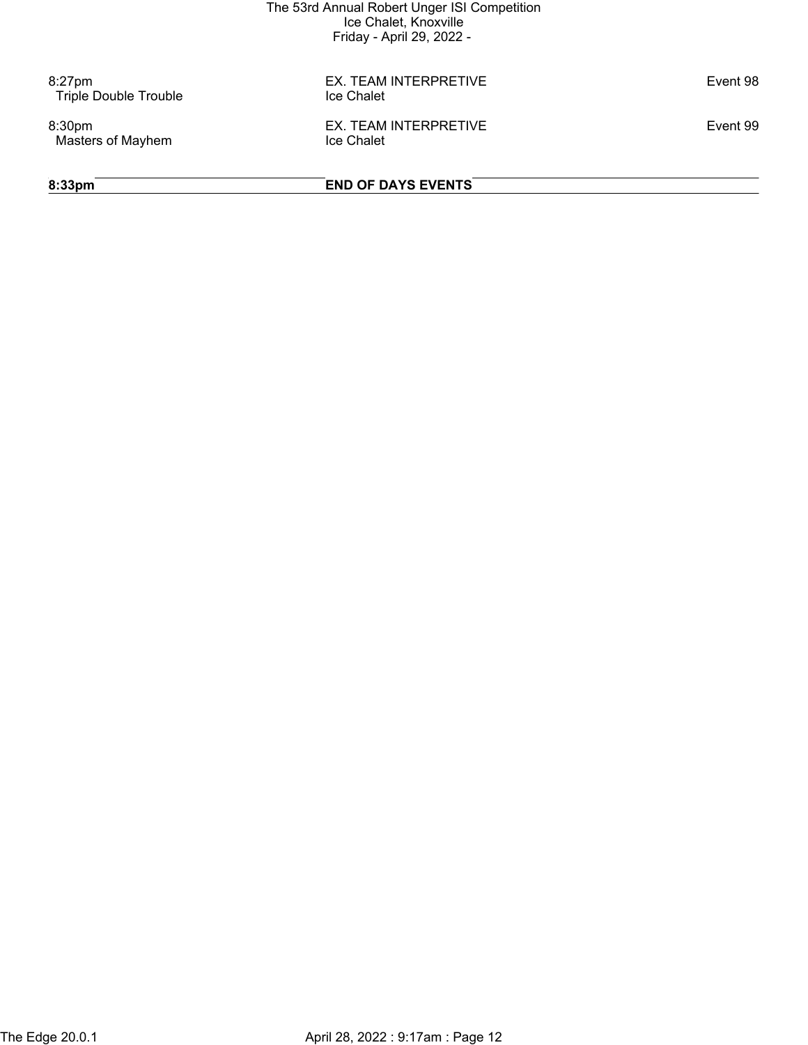| | | |
|---|---|---|
| 8:27pm<br>Triple Double Trouble | EX. TEAM INTERPRETIVE<br>Ice Chalet | Event 98 |
| 8:30pm<br>Masters of Mayhem | EX. TEAM INTERPRETIVE<br>Ice Chalet | Event 99 |

**8:33pm** **END OF DAYS EVENTS**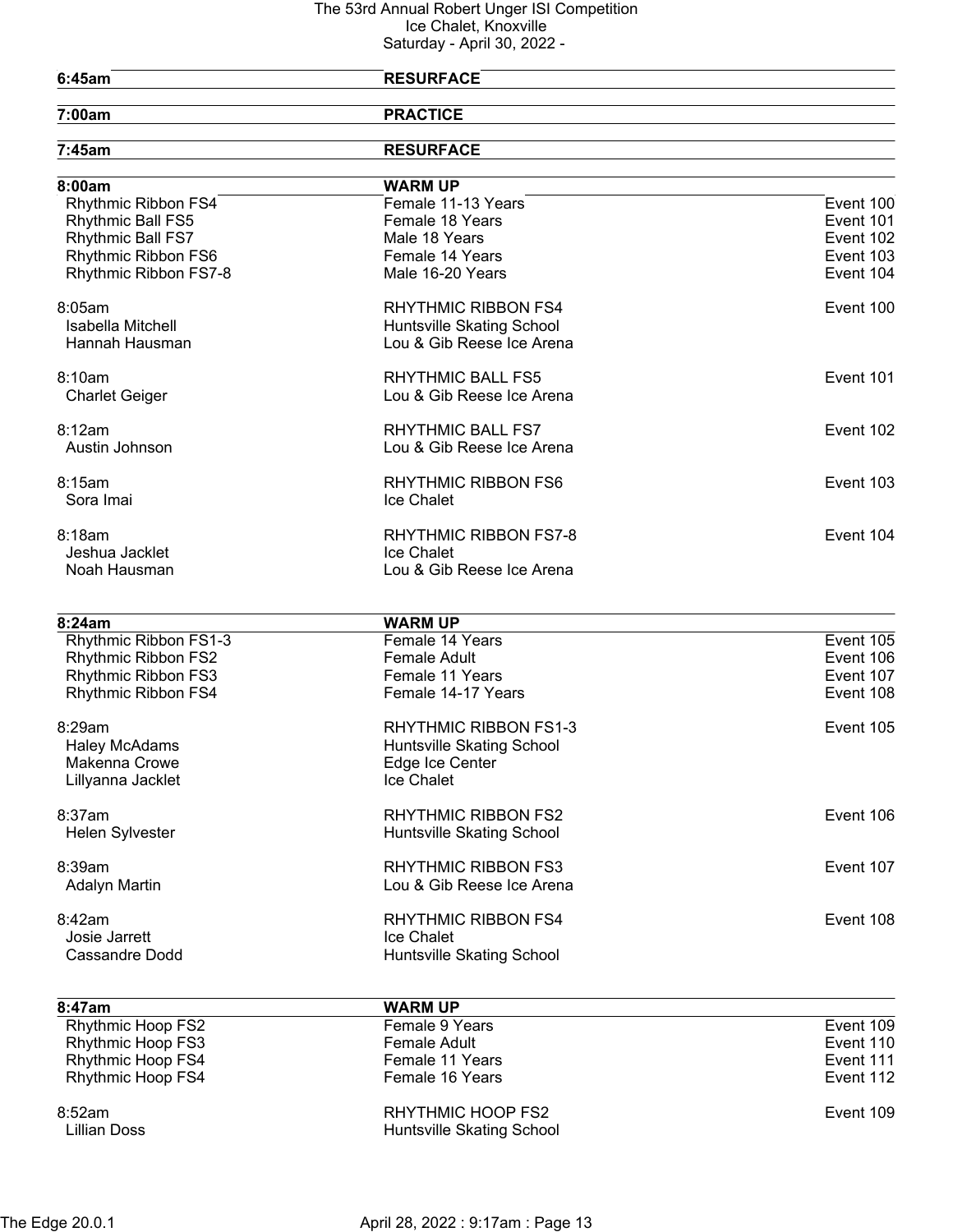The 53rd Annual Robert Unger ISI Competition
Ice Chalet, Knoxville
Saturday - April 30, 2022 -

| | | |
|---|---|---|
| **6:45am** | **RESURFACE** | |
| **7:00am** | **PRACTICE** | |
| **7:45am** | **RESURFACE** | |
| **8:00am** | **WARM UP** | |
| Rhythmic Ribbon FS4 | Female 11-13 Years | Event 100 |
| Rhythmic Ball FS5 | Female 18 Years | Event 101 |
| Rhythmic Ball FS7 | Male 18 Years | Event 102 |
| Rhythmic Ribbon FS6 | Female 14 Years | Event 103 |
| Rhythmic Ribbon FS7-8 | Male 16-20 Years | Event 104 |
| 8:05am | RHYTHMIC RIBBON FS4 | Event 100 |
| Isabella Mitchell | Huntsville Skating School | |
| Hannah Hausman | Lou & Gib Reese Ice Arena | |
| 8:10am | RHYTHMIC BALL FS5 | Event 101 |
| Charlet Geiger | Lou & Gib Reese Ice Arena | |
| 8:12am | RHYTHMIC BALL FS7 | Event 102 |
| Austin Johnson | Lou & Gib Reese Ice Arena | |
| 8:15am | RHYTHMIC RIBBON FS6 | Event 103 |
| Sora Imai | Ice Chalet | |
| 8:18am | RHYTHMIC RIBBON FS7-8 | Event 104 |
| Jeshua Jacklet | Ice Chalet | |
| Noah Hausman | Lou & Gib Reese Ice Arena | |
| **8:24am** | **WARM UP** | |
| Rhythmic Ribbon FS1-3 | Female 14 Years | Event 105 |
| Rhythmic Ribbon FS2 | Female Adult | Event 106 |
| Rhythmic Ribbon FS3 | Female 11 Years | Event 107 |
| Rhythmic Ribbon FS4 | Female 14-17 Years | Event 108 |
| 8:29am | RHYTHMIC RIBBON FS1-3 | Event 105 |
| Haley McAdams | Huntsville Skating School | |
| Makenna Crowe | Edge Ice Center | |
| Lillyanna Jacklet | Ice Chalet | |
| 8:37am | RHYTHMIC RIBBON FS2 | Event 106 |
| Helen Sylvester | Huntsville Skating School | |
| 8:39am | RHYTHMIC RIBBON FS3 | Event 107 |
| Adalyn Martin | Lou & Gib Reese Ice Arena | |
| 8:42am | RHYTHMIC RIBBON FS4 | Event 108 |
| Josie Jarrett | Ice Chalet | |
| Cassandre Dodd | Huntsville Skating School | |
| **8:47am** | **WARM UP** | |
| Rhythmic Hoop FS2 | Female 9 Years | Event 109 |
| Rhythmic Hoop FS3 | Female Adult | Event 110 |
| Rhythmic Hoop FS4 | Female 11 Years | Event 111 |
| Rhythmic Hoop FS4 | Female 16 Years | Event 112 |
| 8:52am | RHYTHMIC HOOP FS2 | Event 109 |
| Lillian Doss | Huntsville Skating School | |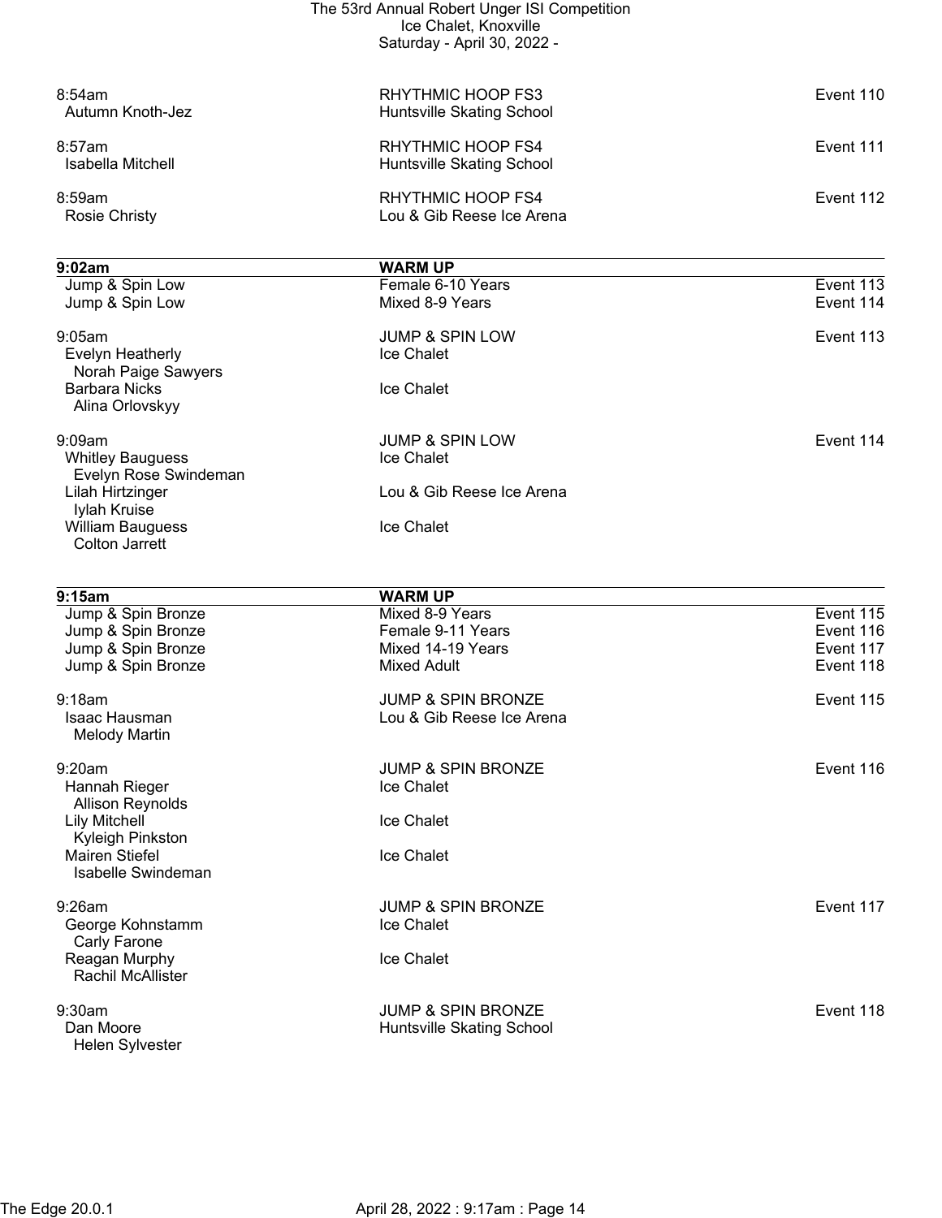| | | |
|---|---|---|
| 8:54am | RHYTHMIC HOOP FS3 | Event 110 |
| Autumn Knoth-Jez | Huntsville Skating School | |
| | | |
| 8:57am | RHYTHMIC HOOP FS4 | Event 111 |
| Isabella Mitchell | Huntsville Skating School | |
| | | |
| 8:59am | RHYTHMIC HOOP FS4 | Event 112 |
| Rosie Christy | Lou & Gib Reese Ice Arena | |

| **9:02am** | **WARM UP** | |
|---|---|---|
| Jump & Spin Low | Female 6-10 Years | Event 113 |
| Jump & Spin Low | Mixed 8-9 Years | Event 114 |
| | | |
| 9:05am | JUMP & SPIN LOW | Event 113 |
| Evelyn Heatherly | Ice Chalet | |
| Norah Paige Sawyers | | |
| Barbara Nicks | Ice Chalet | |
| Alina Orlovskyy | | |
| | | |
| 9:09am | JUMP & SPIN LOW | Event 114 |
| Whitley Bauguess | Ice Chalet | |
| Evelyn Rose Swindeman | | |
| Lilah Hirtzinger | Lou & Gib Reese Ice Arena | |
| Iylah Kruise | | |
| William Bauguess | Ice Chalet | |
| Colton Jarrett | | |

| **9:15am** | **WARM UP** | |
|---|---|---|
| Jump & Spin Bronze | Mixed 8-9 Years | Event 115 |
| Jump & Spin Bronze | Female 9-11 Years | Event 116 |
| Jump & Spin Bronze | Mixed 14-19 Years | Event 117 |
| Jump & Spin Bronze | Mixed Adult | Event 118 |
| | | |
| 9:18am | JUMP & SPIN BRONZE | Event 115 |
| Isaac Hausman | Lou & Gib Reese Ice Arena | |
| Melody Martin | | |
| | | |
| 9:20am | JUMP & SPIN BRONZE | Event 116 |
| Hannah Rieger | Ice Chalet | |
| Allison Reynolds | | |
| Lily Mitchell | Ice Chalet | |
| Kyleigh Pinkston | | |
| Mairen Stiefel | Ice Chalet | |
| Isabelle Swindeman | | |
| | | |
| 9:26am | JUMP & SPIN BRONZE | Event 117 |
| George Kohnstamm | Ice Chalet | |
| Carly Farone | | |
| Reagan Murphy | Ice Chalet | |
| Rachil McAllister | | |
| | | |
| 9:30am | JUMP & SPIN BRONZE | Event 118 |
| Dan Moore | Huntsville Skating School | |
| Helen Sylvester | | |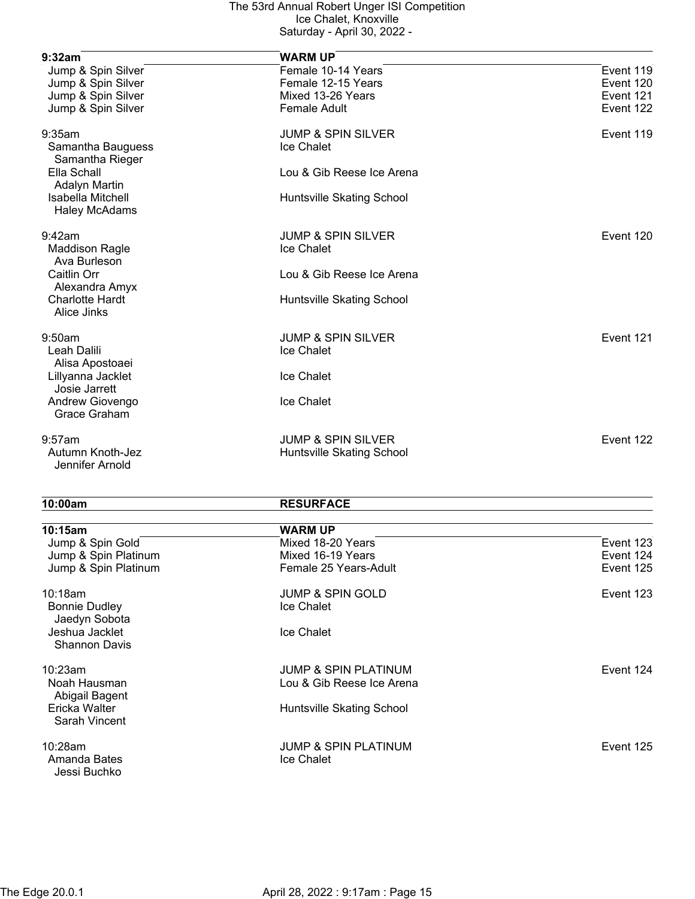# The 53rd Annual Robert Unger ISI Competition
Ice Chalet, Knoxville
Saturday - April 30, 2022 -

| **9:32am** | **WARM UP** | |
|---|---|---|
| Jump & Spin Silver | Female 10-14 Years | Event 119 |
| Jump & Spin Silver | Female 12-15 Years | Event 120 |
| Jump & Spin Silver | Mixed 13-26 Years | Event 121 |
| Jump & Spin Silver | Female Adult | Event 122 |

| 9:35am | JUMP & SPIN SILVER | Event 119 |
|---|---|---|
| Samantha Bauguess<br>Samantha Rieger | Ice Chalet | |
| Ella Schall<br>Adalyn Martin | Lou & Gib Reese Ice Arena | |
| Isabella Mitchell<br>Haley McAdams | Huntsville Skating School | |

| 9:42am | JUMP & SPIN SILVER | Event 120 |
|---|---|---|
| Maddison Ragle<br>Ava Burleson | Ice Chalet | |
| Caitlin Orr<br>Alexandra Amyx | Lou & Gib Reese Ice Arena | |
| Charlotte Hardt<br>Alice Jinks | Huntsville Skating School | |

| 9:50am | JUMP & SPIN SILVER | Event 121 |
|---|---|---|
| Leah Dalili<br>Alisa Apostoaei | Ice Chalet | |
| Lillyanna Jacklet<br>Josie Jarrett | Ice Chalet | |
| Andrew Giovengo<br>Grace Graham | Ice Chalet | |

| 9:57am | JUMP & SPIN SILVER | Event 122 |
|---|---|---|
| Autumn Knoth-Jez<br>Jennifer Arnold | Huntsville Skating School | |

**10:00am** **RESURFACE**

| **10:15am** | **WARM UP** | |
|---|---|---|
| Jump & Spin Gold | Mixed 18-20 Years | Event 123 |
| Jump & Spin Platinum | Mixed 16-19 Years | Event 124 |
| Jump & Spin Platinum | Female 25 Years-Adult | Event 125 |

| 10:18am | JUMP & SPIN GOLD | Event 123 |
|---|---|---|
| Bonnie Dudley<br>Jaedyn Sobota | Ice Chalet | |
| Jeshua Jacklet<br>Shannon Davis | Ice Chalet | |

| 10:23am | JUMP & SPIN PLATINUM | Event 124 |
|---|---|---|
| Noah Hausman<br>Abigail Bagent | Lou & Gib Reese Ice Arena | |
| Ericka Walter<br>Sarah Vincent | Huntsville Skating School | |

| 10:28am | JUMP & SPIN PLATINUM | Event 125 |
|---|---|---|
| Amanda Bates<br>Jessi Buchko | Ice Chalet | |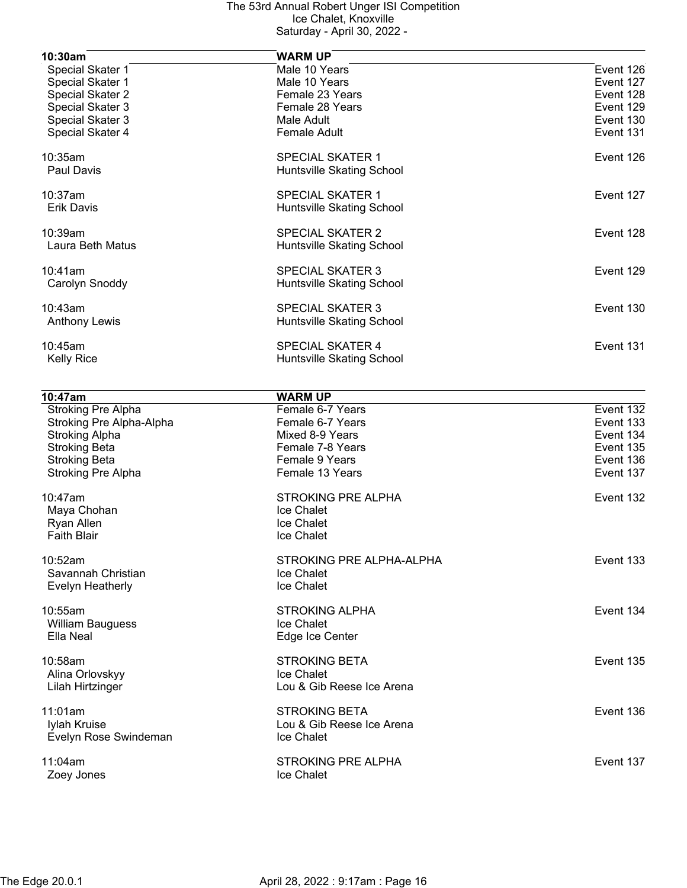The 53rd Annual Robert Unger ISI Competition
Ice Chalet, Knoxville
Saturday - April 30, 2022 -

| **10:30am** | **WARM UP** | |
|---|---|---|
| Special Skater 1 | Male 10 Years | Event 126 |
| Special Skater 1 | Male 10 Years | Event 127 |
| Special Skater 2 | Female 23 Years | Event 128 |
| Special Skater 3 | Female 28 Years | Event 129 |
| Special Skater 3 | Male Adult | Event 130 |
| Special Skater 4 | Female Adult | Event 131 |

10:35am — SPECIAL SKATER 1 — Event 126
- Paul Davis — Huntsville Skating School

10:37am — SPECIAL SKATER 1 — Event 127
- Erik Davis — Huntsville Skating School

10:39am — SPECIAL SKATER 2 — Event 128
- Laura Beth Matus — Huntsville Skating School

10:41am — SPECIAL SKATER 3 — Event 129
- Carolyn Snoddy — Huntsville Skating School

10:43am — SPECIAL SKATER 3 — Event 130
- Anthony Lewis — Huntsville Skating School

10:45am — SPECIAL SKATER 4 — Event 131
- Kelly Rice — Huntsville Skating School

| **10:47am** | **WARM UP** | |
|---|---|---|
| Stroking Pre Alpha | Female 6-7 Years | Event 132 |
| Stroking Pre Alpha-Alpha | Female 6-7 Years | Event 133 |
| Stroking Alpha | Mixed 8-9 Years | Event 134 |
| Stroking Beta | Female 7-8 Years | Event 135 |
| Stroking Beta | Female 9 Years | Event 136 |
| Stroking Pre Alpha | Female 13 Years | Event 137 |

10:47am — STROKING PRE ALPHA — Event 132
- Maya Chohan — Ice Chalet
- Ryan Allen — Ice Chalet
- Faith Blair — Ice Chalet

10:52am — STROKING PRE ALPHA-ALPHA — Event 133
- Savannah Christian — Ice Chalet
- Evelyn Heatherly — Ice Chalet

10:55am — STROKING ALPHA — Event 134
- William Bauguess — Ice Chalet
- Ella Neal — Edge Ice Center

10:58am — STROKING BETA — Event 135
- Alina Orlovskyy — Ice Chalet
- Lilah Hirtzinger — Lou & Gib Reese Ice Arena

11:01am — STROKING BETA — Event 136
- Iylah Kruise — Lou & Gib Reese Ice Arena
- Evelyn Rose Swindeman — Ice Chalet

11:04am — STROKING PRE ALPHA — Event 137
- Zoey Jones — Ice Chalet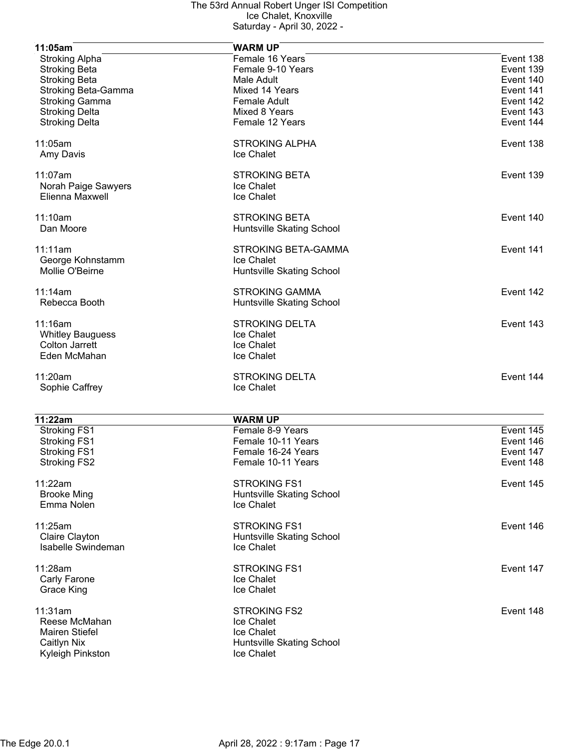| 11:05am | WARM UP | |
|---|---|---|
| Stroking Alpha | Female 16 Years | Event 138 |
| Stroking Beta | Female 9-10 Years | Event 139 |
| Stroking Beta | Male Adult | Event 140 |
| Stroking Beta-Gamma | Mixed 14 Years | Event 141 |
| Stroking Gamma | Female Adult | Event 142 |
| Stroking Delta | Mixed 8 Years | Event 143 |
| Stroking Delta | Female 12 Years | Event 144 |

| | | |
|---|---|---|
| 11:05am | STROKING ALPHA | Event 138 |
| Amy Davis | Ice Chalet | |
| | | |
| 11:07am | STROKING BETA | Event 139 |
| Norah Paige Sawyers | Ice Chalet | |
| Elienna Maxwell | Ice Chalet | |
| | | |
| 11:10am | STROKING BETA | Event 140 |
| Dan Moore | Huntsville Skating School | |
| | | |
| 11:11am | STROKING BETA-GAMMA | Event 141 |
| George Kohnstamm | Ice Chalet | |
| Mollie O'Beirne | Huntsville Skating School | |
| | | |
| 11:14am | STROKING GAMMA | Event 142 |
| Rebecca Booth | Huntsville Skating School | |
| | | |
| 11:16am | STROKING DELTA | Event 143 |
| Whitley Bauguess | Ice Chalet | |
| Colton Jarrett | Ice Chalet | |
| Eden McMahan | Ice Chalet | |
| | | |
| 11:20am | STROKING DELTA | Event 144 |
| Sophie Caffrey | Ice Chalet | |

| 11:22am | WARM UP | |
|---|---|---|
| Stroking FS1 | Female 8-9 Years | Event 145 |
| Stroking FS1 | Female 10-11 Years | Event 146 |
| Stroking FS1 | Female 16-24 Years | Event 147 |
| Stroking FS2 | Female 10-11 Years | Event 148 |

| | | |
|---|---|---|
| 11:22am | STROKING FS1 | Event 145 |
| Brooke Ming | Huntsville Skating School | |
| Emma Nolen | Ice Chalet | |
| | | |
| 11:25am | STROKING FS1 | Event 146 |
| Claire Clayton | Huntsville Skating School | |
| Isabelle Swindeman | Ice Chalet | |
| | | |
| 11:28am | STROKING FS1 | Event 147 |
| Carly Farone | Ice Chalet | |
| Grace King | Ice Chalet | |
| | | |
| 11:31am | STROKING FS2 | Event 148 |
| Reese McMahan | Ice Chalet | |
| Mairen Stiefel | Ice Chalet | |
| Caitlyn Nix | Huntsville Skating School | |
| Kyleigh Pinkston | Ice Chalet | |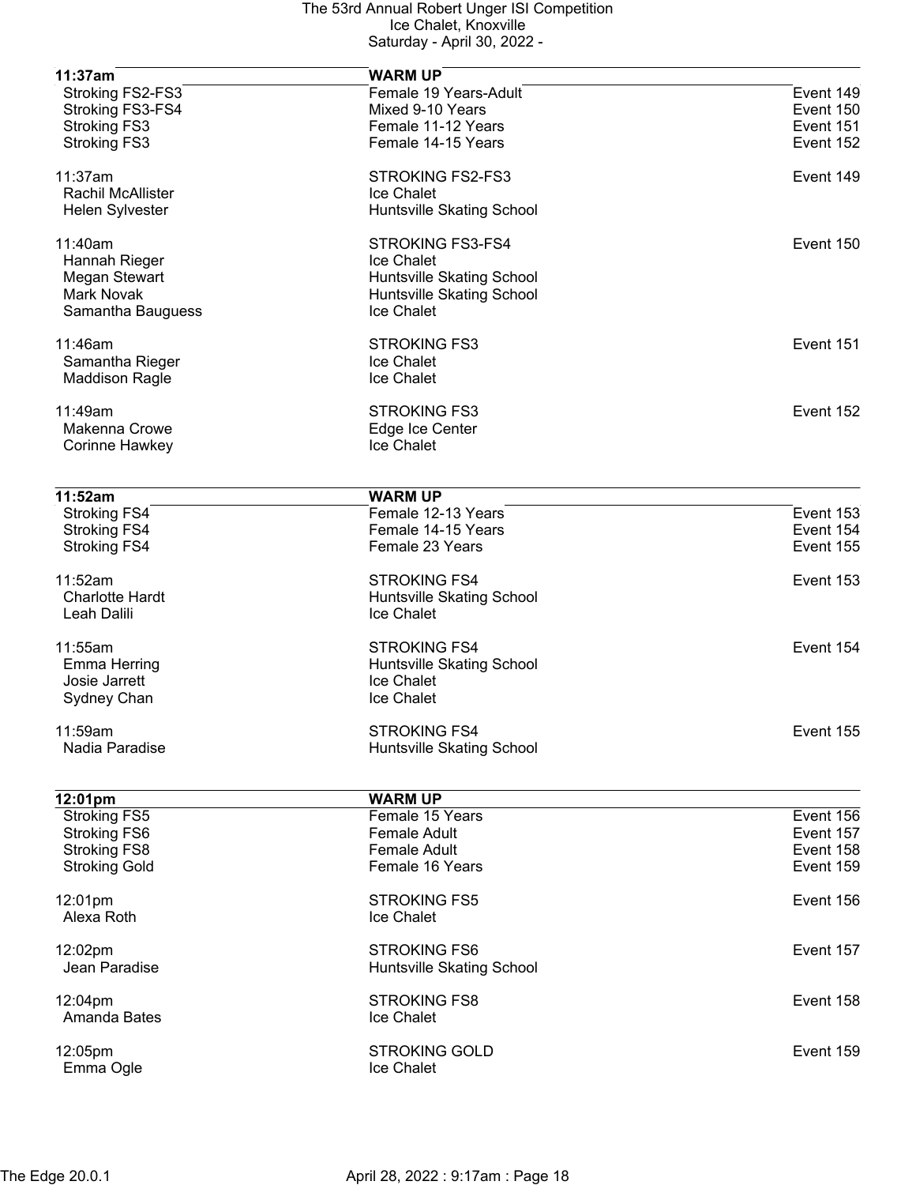| 11:37am | WARM UP | |
|---|---|---|
| Stroking FS2-FS3 | Female 19 Years-Adult | Event 149 |
| Stroking FS3-FS4 | Mixed 9-10 Years | Event 150 |
| Stroking FS3 | Female 11-12 Years | Event 151 |
| Stroking FS3 | Female 14-15 Years | Event 152 |

| 11:37am | STROKING FS2-FS3 | Event 149 |
|---|---|---|
| Rachil McAllister | Ice Chalet | |
| Helen Sylvester | Huntsville Skating School | |

| 11:40am | STROKING FS3-FS4 | Event 150 |
|---|---|---|
| Hannah Rieger | Ice Chalet | |
| Megan Stewart | Huntsville Skating School | |
| Mark Novak | Huntsville Skating School | |
| Samantha Bauguess | Ice Chalet | |

| 11:46am | STROKING FS3 | Event 151 |
|---|---|---|
| Samantha Rieger | Ice Chalet | |
| Maddison Ragle | Ice Chalet | |

| 11:49am | STROKING FS3 | Event 152 |
|---|---|---|
| Makenna Crowe | Edge Ice Center | |
| Corinne Hawkey | Ice Chalet | |

| 11:52am | WARM UP | |
|---|---|---|
| Stroking FS4 | Female 12-13 Years | Event 153 |
| Stroking FS4 | Female 14-15 Years | Event 154 |
| Stroking FS4 | Female 23 Years | Event 155 |

| 11:52am | STROKING FS4 | Event 153 |
|---|---|---|
| Charlotte Hardt | Huntsville Skating School | |
| Leah Dalili | Ice Chalet | |

| 11:55am | STROKING FS4 | Event 154 |
|---|---|---|
| Emma Herring | Huntsville Skating School | |
| Josie Jarrett | Ice Chalet | |
| Sydney Chan | Ice Chalet | |

| 11:59am | STROKING FS4 | Event 155 |
|---|---|---|
| Nadia Paradise | Huntsville Skating School | |

| 12:01pm | WARM UP | |
|---|---|---|
| Stroking FS5 | Female 15 Years | Event 156 |
| Stroking FS6 | Female Adult | Event 157 |
| Stroking FS8 | Female Adult | Event 158 |
| Stroking Gold | Female 16 Years | Event 159 |

| 12:01pm | STROKING FS5 | Event 156 |
|---|---|---|
| Alexa Roth | Ice Chalet | |

| 12:02pm | STROKING FS6 | Event 157 |
|---|---|---|
| Jean Paradise | Huntsville Skating School | |

| 12:04pm | STROKING FS8 | Event 158 |
|---|---|---|
| Amanda Bates | Ice Chalet | |

| 12:05pm | STROKING GOLD | Event 159 |
|---|---|---|
| Emma Ogle | Ice Chalet | |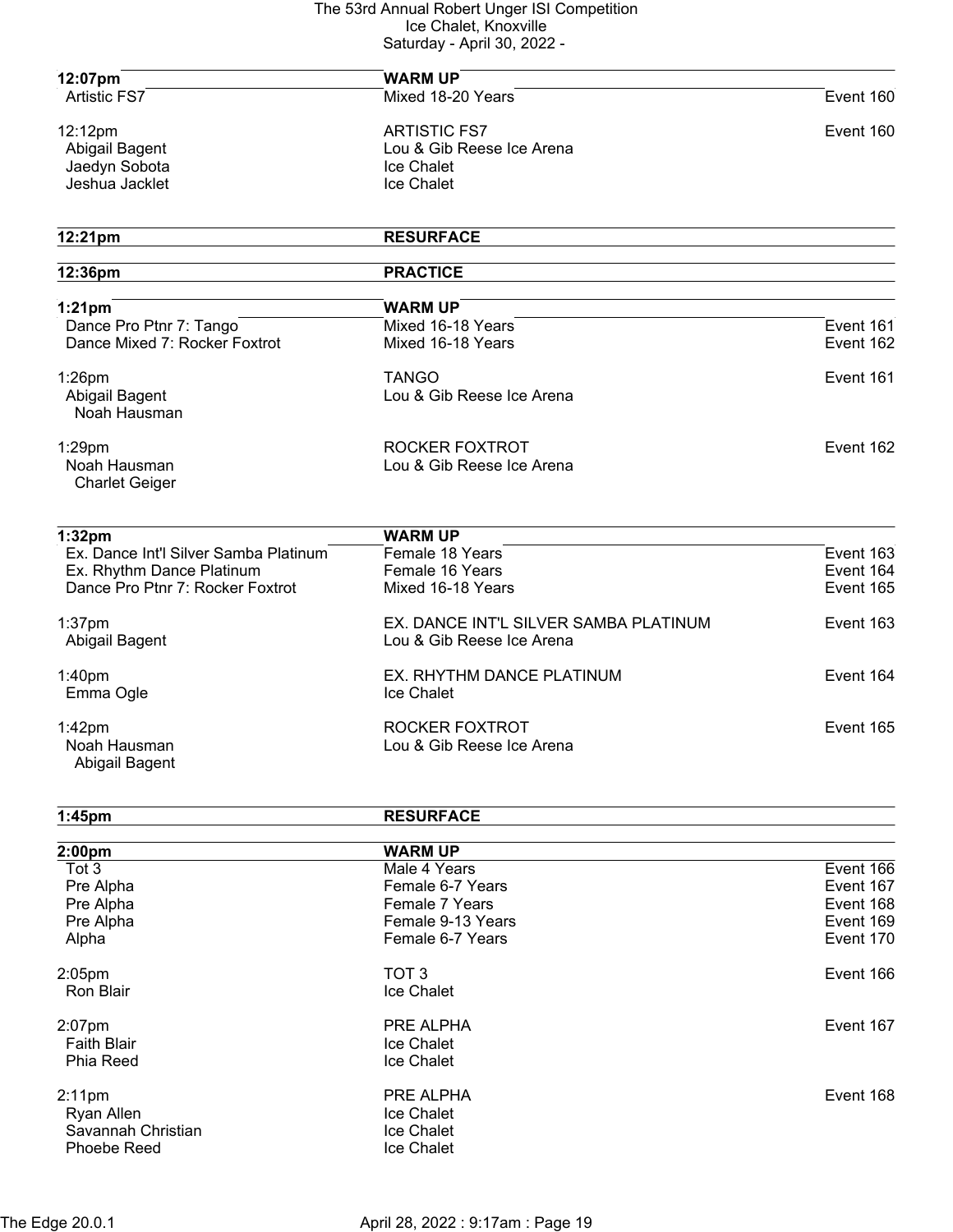**12:07pm** **WARM UP**

Artistic FS7 — Mixed 18-20 Years — Event 160

12:12pm ARTISTIC FS7 — Event 160

- Abigail Bagent — Lou & Gib Reese Ice Arena
- Jaedyn Sobota — Ice Chalet
- Jeshua Jacklet — Ice Chalet

**12:21pm** **RESURFACE**

**12:36pm** **PRACTICE**

**1:21pm** **WARM UP**

| | | |
|---|---|---|
| Dance Pro Ptnr 7: Tango | Mixed 16-18 Years | Event 161 |
| Dance Mixed 7: Rocker Foxtrot | Mixed 16-18 Years | Event 162 |

1:26pm TANGO — Event 161

- Abigail Bagent — Lou & Gib Reese Ice Arena
  - Noah Hausman

1:29pm ROCKER FOXTROT — Event 162

- Noah Hausman — Lou & Gib Reese Ice Arena
  - Charlet Geiger

**1:32pm** **WARM UP**

| | | |
|---|---|---|
| Ex. Dance Int'l Silver Samba Platinum | Female 18 Years | Event 163 |
| Ex. Rhythm Dance Platinum | Female 16 Years | Event 164 |
| Dance Pro Ptnr 7: Rocker Foxtrot | Mixed 16-18 Years | Event 165 |

1:37pm EX. DANCE INT'L SILVER SAMBA PLATINUM — Event 163

- Abigail Bagent — Lou & Gib Reese Ice Arena

1:40pm EX. RHYTHM DANCE PLATINUM — Event 164

- Emma Ogle — Ice Chalet

1:42pm ROCKER FOXTROT — Event 165

- Noah Hausman — Lou & Gib Reese Ice Arena
  - Abigail Bagent

**1:45pm** **RESURFACE**

**2:00pm** **WARM UP**

| | | |
|---|---|---|
| Tot 3 | Male 4 Years | Event 166 |
| Pre Alpha | Female 6-7 Years | Event 167 |
| Pre Alpha | Female 7 Years | Event 168 |
| Pre Alpha | Female 9-13 Years | Event 169 |
| Alpha | Female 6-7 Years | Event 170 |

2:05pm TOT 3 — Event 166

- Ron Blair — Ice Chalet

2:07pm PRE ALPHA — Event 167

- Faith Blair — Ice Chalet
- Phia Reed — Ice Chalet

2:11pm PRE ALPHA — Event 168

- Ryan Allen — Ice Chalet
- Savannah Christian — Ice Chalet
- Phoebe Reed — Ice Chalet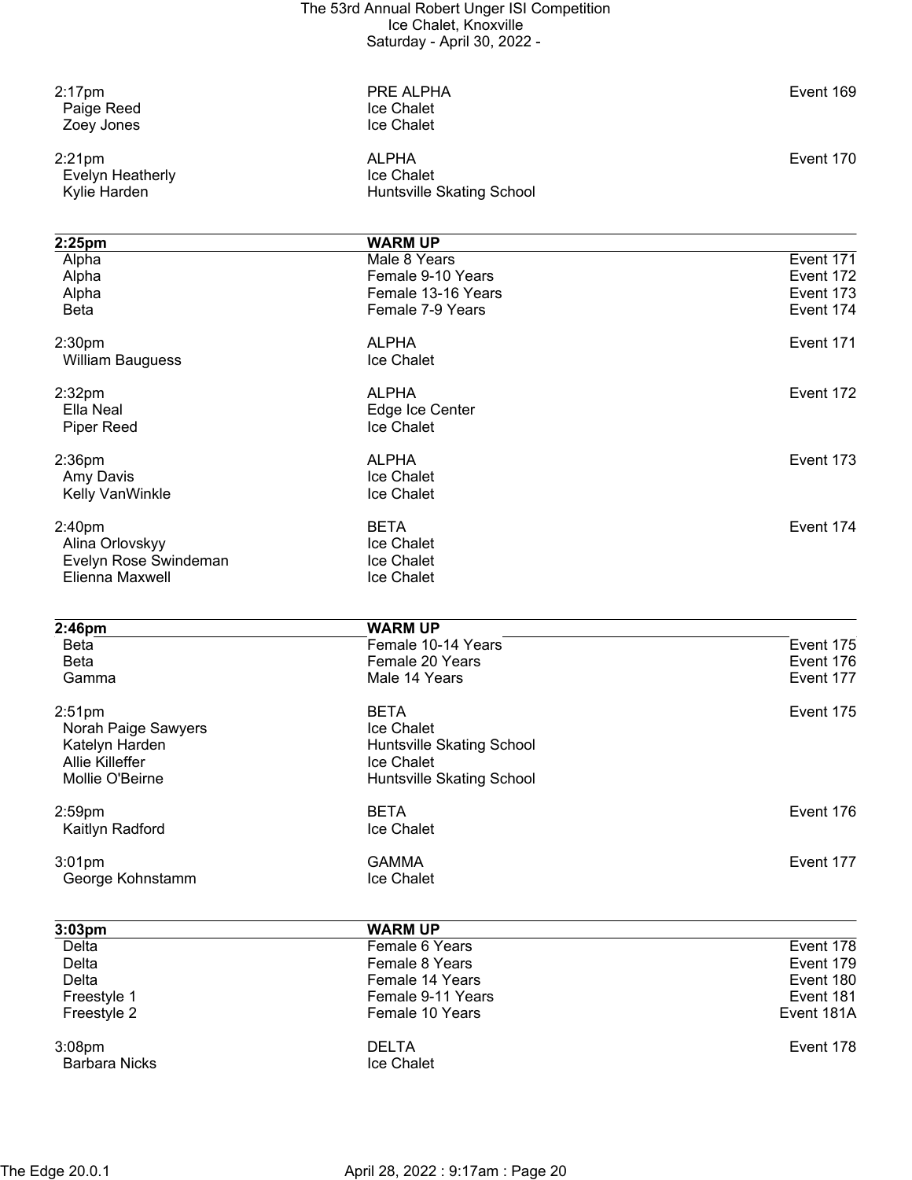| | | |
|---|---|---|
| 2:17pm | PRE ALPHA | Event 169 |
| Paige Reed | Ice Chalet | |
| Zoey Jones | Ice Chalet | |
| | | |
| 2:21pm | ALPHA | Event 170 |
| Evelyn Heatherly | Ice Chalet | |
| Kylie Harden | Huntsville Skating School | |

| **2:25pm** | **WARM UP** | |
|---|---|---|
| Alpha | Male 8 Years | Event 171 |
| Alpha | Female 9-10 Years | Event 172 |
| Alpha | Female 13-16 Years | Event 173 |
| Beta | Female 7-9 Years | Event 174 |
| | | |
| 2:30pm | ALPHA | Event 171 |
| William Bauguess | Ice Chalet | |
| | | |
| 2:32pm | ALPHA | Event 172 |
| Ella Neal | Edge Ice Center | |
| Piper Reed | Ice Chalet | |
| | | |
| 2:36pm | ALPHA | Event 173 |
| Amy Davis | Ice Chalet | |
| Kelly VanWinkle | Ice Chalet | |
| | | |
| 2:40pm | BETA | Event 174 |
| Alina Orlovskyy | Ice Chalet | |
| Evelyn Rose Swindeman | Ice Chalet | |
| Elienna Maxwell | Ice Chalet | |

| **2:46pm** | **WARM UP** | |
|---|---|---|
| Beta | Female 10-14 Years | Event 175 |
| Beta | Female 20 Years | Event 176 |
| Gamma | Male 14 Years | Event 177 |
| | | |
| 2:51pm | BETA | Event 175 |
| Norah Paige Sawyers | Ice Chalet | |
| Katelyn Harden | Huntsville Skating School | |
| Allie Killeffer | Ice Chalet | |
| Mollie O'Beirne | Huntsville Skating School | |
| | | |
| 2:59pm | BETA | Event 176 |
| Kaitlyn Radford | Ice Chalet | |
| | | |
| 3:01pm | GAMMA | Event 177 |
| George Kohnstamm | Ice Chalet | |

| **3:03pm** | **WARM UP** | |
|---|---|---|
| Delta | Female 6 Years | Event 178 |
| Delta | Female 8 Years | Event 179 |
| Delta | Female 14 Years | Event 180 |
| Freestyle 1 | Female 9-11 Years | Event 181 |
| Freestyle 2 | Female 10 Years | Event 181A |
| | | |
| 3:08pm | DELTA | Event 178 |
| Barbara Nicks | Ice Chalet | |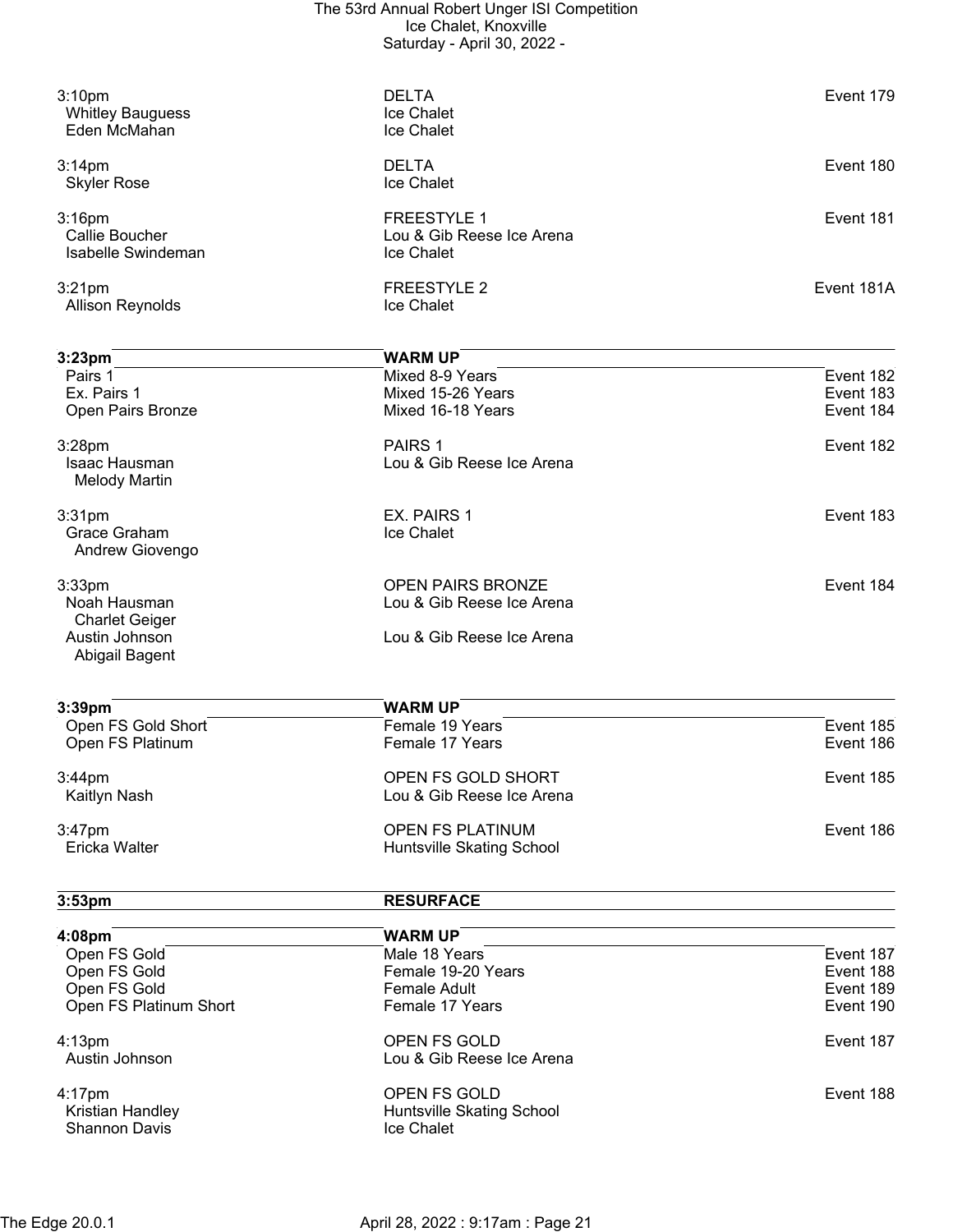| Time / Skater | Event / Club | Event # |
|---|---|---|
| 3:10pm | DELTA | Event 179 |
| Whitley Bauguess | Ice Chalet | |
| Eden McMahan | Ice Chalet | |
| | | |
| 3:14pm | DELTA | Event 180 |
| Skyler Rose | Ice Chalet | |
| | | |
| 3:16pm | FREESTYLE 1 | Event 181 |
| Callie Boucher | Lou & Gib Reese Ice Arena | |
| Isabelle Swindeman | Ice Chalet | |
| | | |
| 3:21pm | FREESTYLE 2 | Event 181A |
| Allison Reynolds | Ice Chalet | |
| | | |
| **3:23pm** | **WARM UP** | |
| Pairs 1 | Mixed 8-9 Years | Event 182 |
| Ex. Pairs 1 | Mixed 15-26 Years | Event 183 |
| Open Pairs Bronze | Mixed 16-18 Years | Event 184 |
| | | |
| 3:28pm | PAIRS 1 | Event 182 |
| Isaac Hausman | Lou & Gib Reese Ice Arena | |
| Melody Martin | | |
| | | |
| 3:31pm | EX. PAIRS 1 | Event 183 |
| Grace Graham | Ice Chalet | |
| Andrew Giovengo | | |
| | | |
| 3:33pm | OPEN PAIRS BRONZE | Event 184 |
| Noah Hausman | Lou & Gib Reese Ice Arena | |
| Charlet Geiger | | |
| Austin Johnson | Lou & Gib Reese Ice Arena | |
| Abigail Bagent | | |
| | | |
| **3:39pm** | **WARM UP** | |
| Open FS Gold Short | Female 19 Years | Event 185 |
| Open FS Platinum | Female 17 Years | Event 186 |
| | | |
| 3:44pm | OPEN FS GOLD SHORT | Event 185 |
| Kaitlyn Nash | Lou & Gib Reese Ice Arena | |
| | | |
| 3:47pm | OPEN FS PLATINUM | Event 186 |
| Ericka Walter | Huntsville Skating School | |
| | | |
| **3:53pm** | **RESURFACE** | |
| | | |
| **4:08pm** | **WARM UP** | |
| Open FS Gold | Male 18 Years | Event 187 |
| Open FS Gold | Female 19-20 Years | Event 188 |
| Open FS Gold | Female Adult | Event 189 |
| Open FS Platinum Short | Female 17 Years | Event 190 |
| | | |
| 4:13pm | OPEN FS GOLD | Event 187 |
| Austin Johnson | Lou & Gib Reese Ice Arena | |
| | | |
| 4:17pm | OPEN FS GOLD | Event 188 |
| Kristian Handley | Huntsville Skating School | |
| Shannon Davis | Ice Chalet | |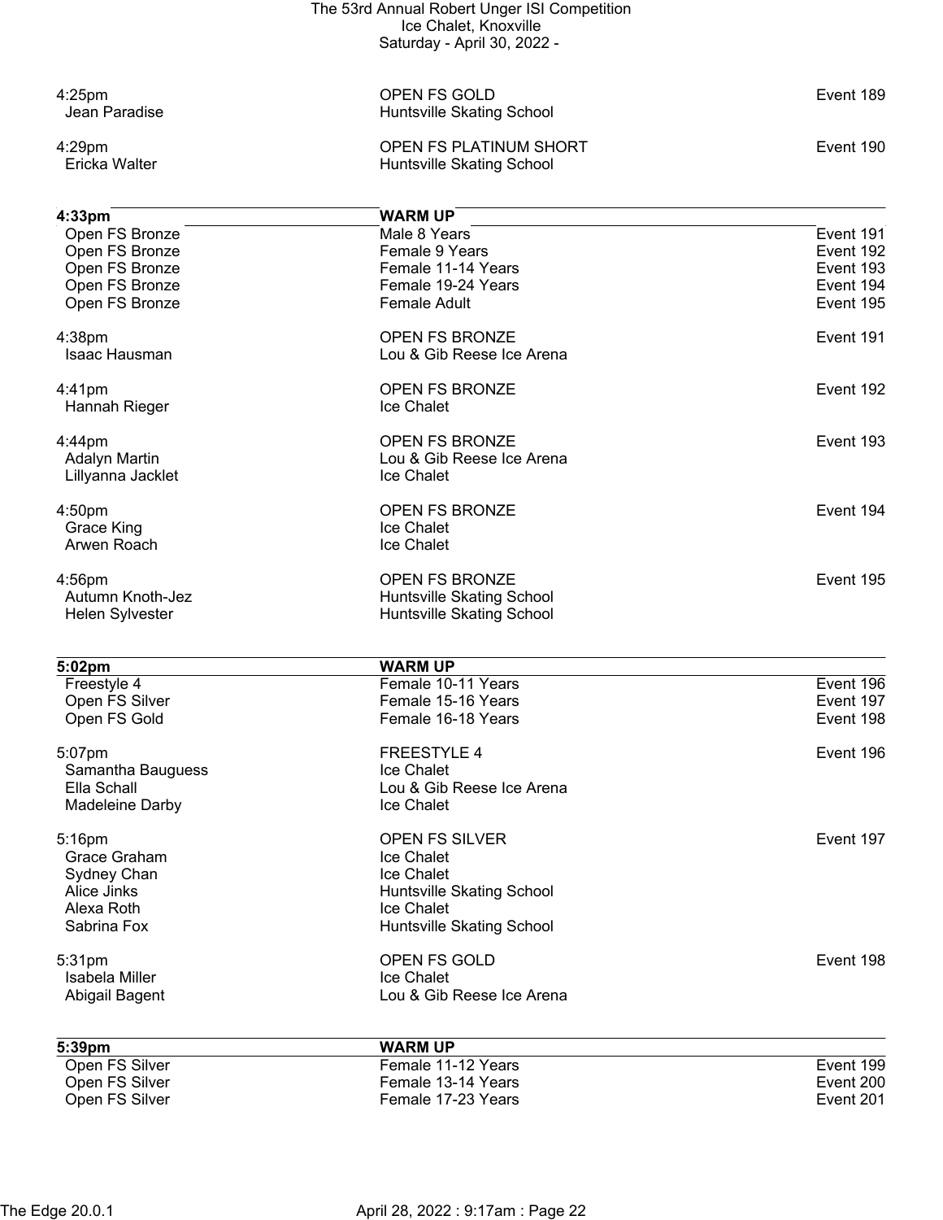4:25pm | OPEN FS GOLD | Event 189
Jean Paradise | Huntsville Skating School

4:29pm | OPEN FS PLATINUM SHORT | Event 190
Ericka Walter | Huntsville Skating School

| **4:33pm** | **WARM UP** | |
|---|---|---|
| Open FS Bronze | Male 8 Years | Event 191 |
| Open FS Bronze | Female 9 Years | Event 192 |
| Open FS Bronze | Female 11-14 Years | Event 193 |
| Open FS Bronze | Female 19-24 Years | Event 194 |
| Open FS Bronze | Female Adult | Event 195 |

4:38pm | OPEN FS BRONZE | Event 191
Isaac Hausman | Lou & Gib Reese Ice Arena

4:41pm | OPEN FS BRONZE | Event 192
Hannah Rieger | Ice Chalet

4:44pm | OPEN FS BRONZE | Event 193
Adalyn Martin | Lou & Gib Reese Ice Arena
Lillyanna Jacklet | Ice Chalet

4:50pm | OPEN FS BRONZE | Event 194
Grace King | Ice Chalet
Arwen Roach | Ice Chalet

4:56pm | OPEN FS BRONZE | Event 195
Autumn Knoth-Jez | Huntsville Skating School
Helen Sylvester | Huntsville Skating School

| **5:02pm** | **WARM UP** | |
|---|---|---|
| Freestyle 4 | Female 10-11 Years | Event 196 |
| Open FS Silver | Female 15-16 Years | Event 197 |
| Open FS Gold | Female 16-18 Years | Event 198 |

5:07pm | FREESTYLE 4 | Event 196
Samantha Bauguess | Ice Chalet
Ella Schall | Lou & Gib Reese Ice Arena
Madeleine Darby | Ice Chalet

5:16pm | OPEN FS SILVER | Event 197
Grace Graham | Ice Chalet
Sydney Chan | Ice Chalet
Alice Jinks | Huntsville Skating School
Alexa Roth | Ice Chalet
Sabrina Fox | Huntsville Skating School

5:31pm | OPEN FS GOLD | Event 198
Isabela Miller | Ice Chalet
Abigail Bagent | Lou & Gib Reese Ice Arena

| **5:39pm** | **WARM UP** | |
|---|---|---|
| Open FS Silver | Female 11-12 Years | Event 199 |
| Open FS Silver | Female 13-14 Years | Event 200 |
| Open FS Silver | Female 17-23 Years | Event 201 |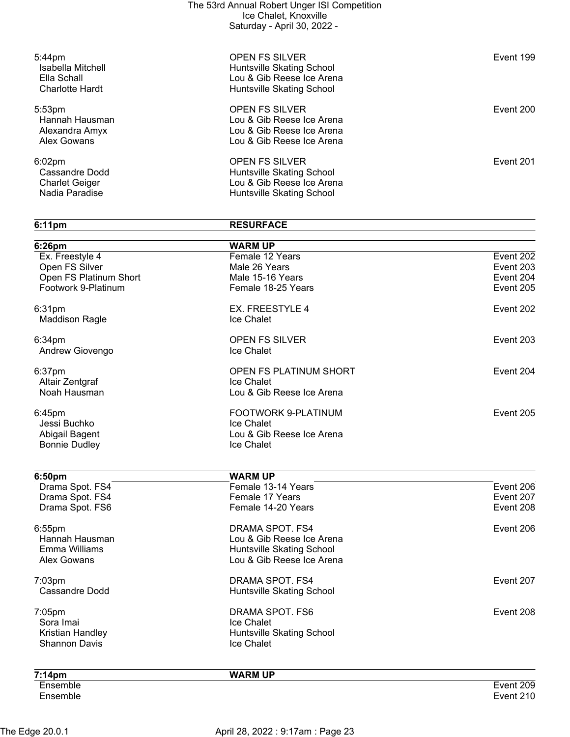| | | |
|---|---|---|
| 5:44pm | OPEN FS SILVER | Event 199 |
| Isabella Mitchell | Huntsville Skating School | |
| Ella Schall | Lou & Gib Reese Ice Arena | |
| Charlotte Hardt | Huntsville Skating School | |
| 5:53pm | OPEN FS SILVER | Event 200 |
| Hannah Hausman | Lou & Gib Reese Ice Arena | |
| Alexandra Amyx | Lou & Gib Reese Ice Arena | |
| Alex Gowans | Lou & Gib Reese Ice Arena | |
| 6:02pm | OPEN FS SILVER | Event 201 |
| Cassandre Dodd | Huntsville Skating School | |
| Charlet Geiger | Lou & Gib Reese Ice Arena | |
| Nadia Paradise | Huntsville Skating School | |

| | | |
|---|---|---|
| **6:11pm** | **RESURFACE** | |

| | | |
|---|---|---|
| **6:26pm** | **WARM UP** | |
| Ex. Freestyle 4 | Female 12 Years | Event 202 |
| Open FS Silver | Male 26 Years | Event 203 |
| Open FS Platinum Short | Male 15-16 Years | Event 204 |
| Footwork 9-Platinum | Female 18-25 Years | Event 205 |
| 6:31pm | EX. FREESTYLE 4 | Event 202 |
| Maddison Ragle | Ice Chalet | |
| 6:34pm | OPEN FS SILVER | Event 203 |
| Andrew Giovengo | Ice Chalet | |
| 6:37pm | OPEN FS PLATINUM SHORT | Event 204 |
| Altair Zentgraf | Ice Chalet | |
| Noah Hausman | Lou & Gib Reese Ice Arena | |
| 6:45pm | FOOTWORK 9-PLATINUM | Event 205 |
| Jessi Buchko | Ice Chalet | |
| Abigail Bagent | Lou & Gib Reese Ice Arena | |
| Bonnie Dudley | Ice Chalet | |

| | | |
|---|---|---|
| **6:50pm** | **WARM UP** | |
| Drama Spot. FS4 | Female 13-14 Years | Event 206 |
| Drama Spot. FS4 | Female 17 Years | Event 207 |
| Drama Spot. FS6 | Female 14-20 Years | Event 208 |
| 6:55pm | DRAMA SPOT. FS4 | Event 206 |
| Hannah Hausman | Lou & Gib Reese Ice Arena | |
| Emma Williams | Huntsville Skating School | |
| Alex Gowans | Lou & Gib Reese Ice Arena | |
| 7:03pm | DRAMA SPOT. FS4 | Event 207 |
| Cassandre Dodd | Huntsville Skating School | |
| 7:05pm | DRAMA SPOT. FS6 | Event 208 |
| Sora Imai | Ice Chalet | |
| Kristian Handley | Huntsville Skating School | |
| Shannon Davis | Ice Chalet | |

| | | |
|---|---|---|
| **7:14pm** | **WARM UP** | |
| Ensemble | | Event 209 |
| Ensemble | | Event 210 |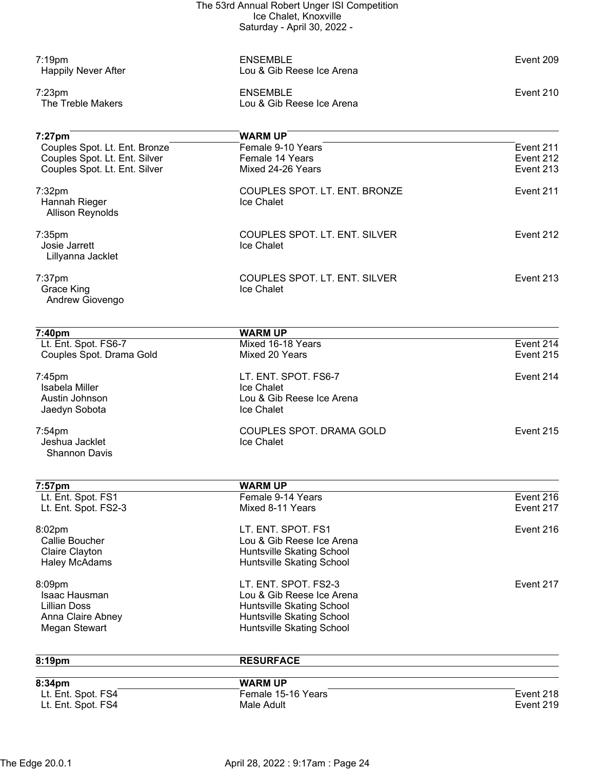7:19pm | ENSEMBLE | Event 209
Happily Never After | Lou & Gib Reese Ice Arena

7:23pm | ENSEMBLE | Event 210
The Treble Makers | Lou & Gib Reese Ice Arena

| **7:27pm** | **WARM UP** | |
|---|---|---|
| Couples Spot. Lt. Ent. Bronze | Female 9-10 Years | Event 211 |
| Couples Spot. Lt. Ent. Silver | Female 14 Years | Event 212 |
| Couples Spot. Lt. Ent. Silver | Mixed 24-26 Years | Event 213 |

7:32pm | COUPLES SPOT. LT. ENT. BRONZE | Event 211
Hannah Rieger | Ice Chalet
Allison Reynolds

7:35pm | COUPLES SPOT. LT. ENT. SILVER | Event 212
Josie Jarrett | Ice Chalet
Lillyanna Jacklet

7:37pm | COUPLES SPOT. LT. ENT. SILVER | Event 213
Grace King | Ice Chalet
Andrew Giovengo

| **7:40pm** | **WARM UP** | |
|---|---|---|
| Lt. Ent. Spot. FS6-7 | Mixed 16-18 Years | Event 214 |
| Couples Spot. Drama Gold | Mixed 20 Years | Event 215 |

7:45pm | LT. ENT. SPOT. FS6-7 | Event 214
Isabela Miller | Ice Chalet
Austin Johnson | Lou & Gib Reese Ice Arena
Jaedyn Sobota | Ice Chalet

7:54pm | COUPLES SPOT. DRAMA GOLD | Event 215
Jeshua Jacklet | Ice Chalet
Shannon Davis

| **7:57pm** | **WARM UP** | |
|---|---|---|
| Lt. Ent. Spot. FS1 | Female 9-14 Years | Event 216 |
| Lt. Ent. Spot. FS2-3 | Mixed 8-11 Years | Event 217 |

8:02pm | LT. ENT. SPOT. FS1 | Event 216
Callie Boucher | Lou & Gib Reese Ice Arena
Claire Clayton | Huntsville Skating School
Haley McAdams | Huntsville Skating School

8:09pm | LT. ENT. SPOT. FS2-3 | Event 217
Isaac Hausman | Lou & Gib Reese Ice Arena
Lillian Doss | Huntsville Skating School
Anna Claire Abney | Huntsville Skating School
Megan Stewart | Huntsville Skating School

**8:19pm** | **RESURFACE**

| **8:34pm** | **WARM UP** | |
|---|---|---|
| Lt. Ent. Spot. FS4 | Female 15-16 Years | Event 218 |
| Lt. Ent. Spot. FS4 | Male Adult | Event 219 |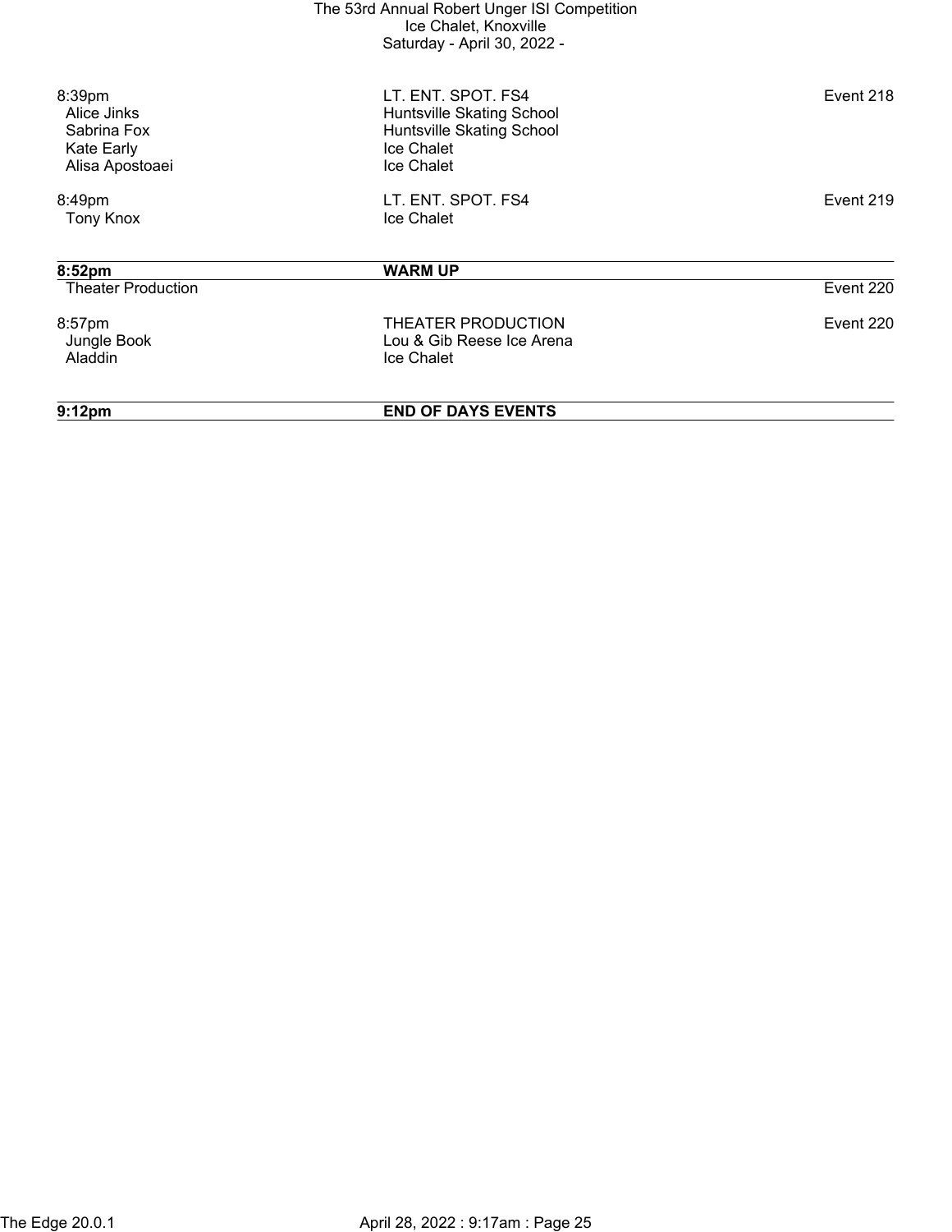| Time | Event / Club | Event # |
|---|---|---|
| 8:39pm | LT. ENT. SPOT. FS4 | Event 218 |
| Alice Jinks | Huntsville Skating School | |
| Sabrina Fox | Huntsville Skating School | |
| Kate Early | Ice Chalet | |
| Alisa Apostoaei | Ice Chalet | |
| | | |
| 8:49pm | LT. ENT. SPOT. FS4 | Event 219 |
| Tony Knox | Ice Chalet | |
| | | |
| **8:52pm** | **WARM UP** | |
| Theater Production | | Event 220 |
| | | |
| 8:57pm | THEATER PRODUCTION | Event 220 |
| Jungle Book | Lou & Gib Reese Ice Arena | |
| Aladdin | Ice Chalet | |
| | | |
| **9:12pm** | **END OF DAYS EVENTS** | |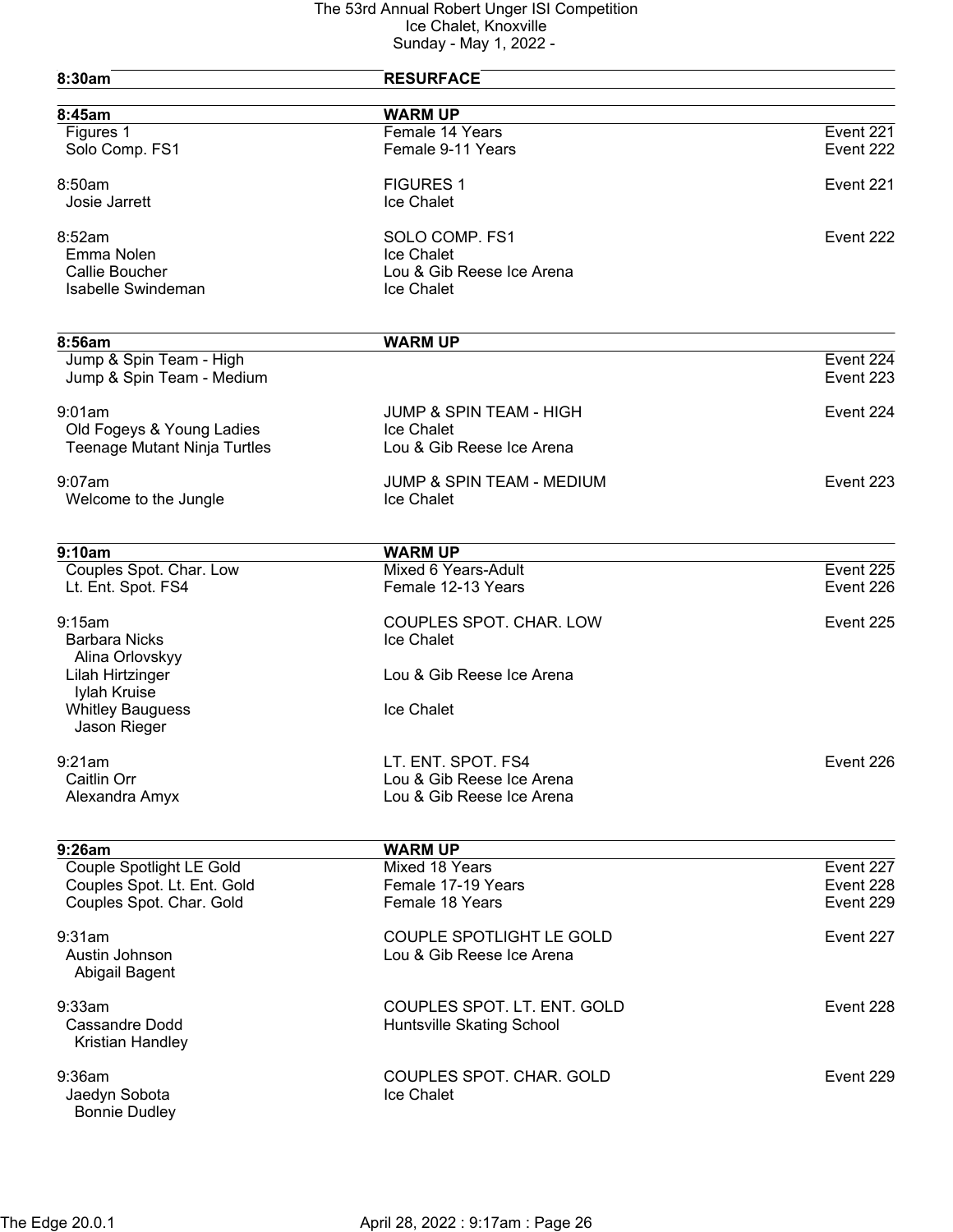| Time | Event / Club | Event # |
|---|---|---|
| **8:30am** | **RESURFACE** | |
| **8:45am** | **WARM UP** | |
| Figures 1 | Female 14 Years | Event 221 |
| Solo Comp. FS1 | Female 9-11 Years | Event 222 |
| 8:50am | FIGURES 1 | Event 221 |
| Josie Jarrett | Ice Chalet | |
| 8:52am | SOLO COMP. FS1 | Event 222 |
| Emma Nolen | Ice Chalet | |
| Callie Boucher | Lou & Gib Reese Ice Arena | |
| Isabelle Swindeman | Ice Chalet | |
| **8:56am** | **WARM UP** | |
| Jump & Spin Team - High | | Event 224 |
| Jump & Spin Team - Medium | | Event 223 |
| 9:01am | JUMP & SPIN TEAM - HIGH | Event 224 |
| Old Fogeys & Young Ladies | Ice Chalet | |
| Teenage Mutant Ninja Turtles | Lou & Gib Reese Ice Arena | |
| 9:07am | JUMP & SPIN TEAM - MEDIUM | Event 223 |
| Welcome to the Jungle | Ice Chalet | |
| **9:10am** | **WARM UP** | |
| Couples Spot. Char. Low | Mixed 6 Years-Adult | Event 225 |
| Lt. Ent. Spot. FS4 | Female 12-13 Years | Event 226 |
| 9:15am | COUPLES SPOT. CHAR. LOW | Event 225 |
| Barbara Nicks / Alina Orlovskyy | Ice Chalet | |
| Lilah Hirtzinger / Iylah Kruise | Lou & Gib Reese Ice Arena | |
| Whitley Bauguess / Jason Rieger | Ice Chalet | |
| 9:21am | LT. ENT. SPOT. FS4 | Event 226 |
| Caitlin Orr | Lou & Gib Reese Ice Arena | |
| Alexandra Amyx | Lou & Gib Reese Ice Arena | |
| **9:26am** | **WARM UP** | |
| Couple Spotlight LE Gold | Mixed 18 Years | Event 227 |
| Couples Spot. Lt. Ent. Gold | Female 17-19 Years | Event 228 |
| Couples Spot. Char. Gold | Female 18 Years | Event 229 |
| 9:31am | COUPLE SPOTLIGHT LE GOLD | Event 227 |
| Austin Johnson / Abigail Bagent | Lou & Gib Reese Ice Arena | |
| 9:33am | COUPLES SPOT. LT. ENT. GOLD | Event 228 |
| Cassandre Dodd / Kristian Handley | Huntsville Skating School | |
| 9:36am | COUPLES SPOT. CHAR. GOLD | Event 229 |
| Jaedyn Sobota / Bonnie Dudley | Ice Chalet | |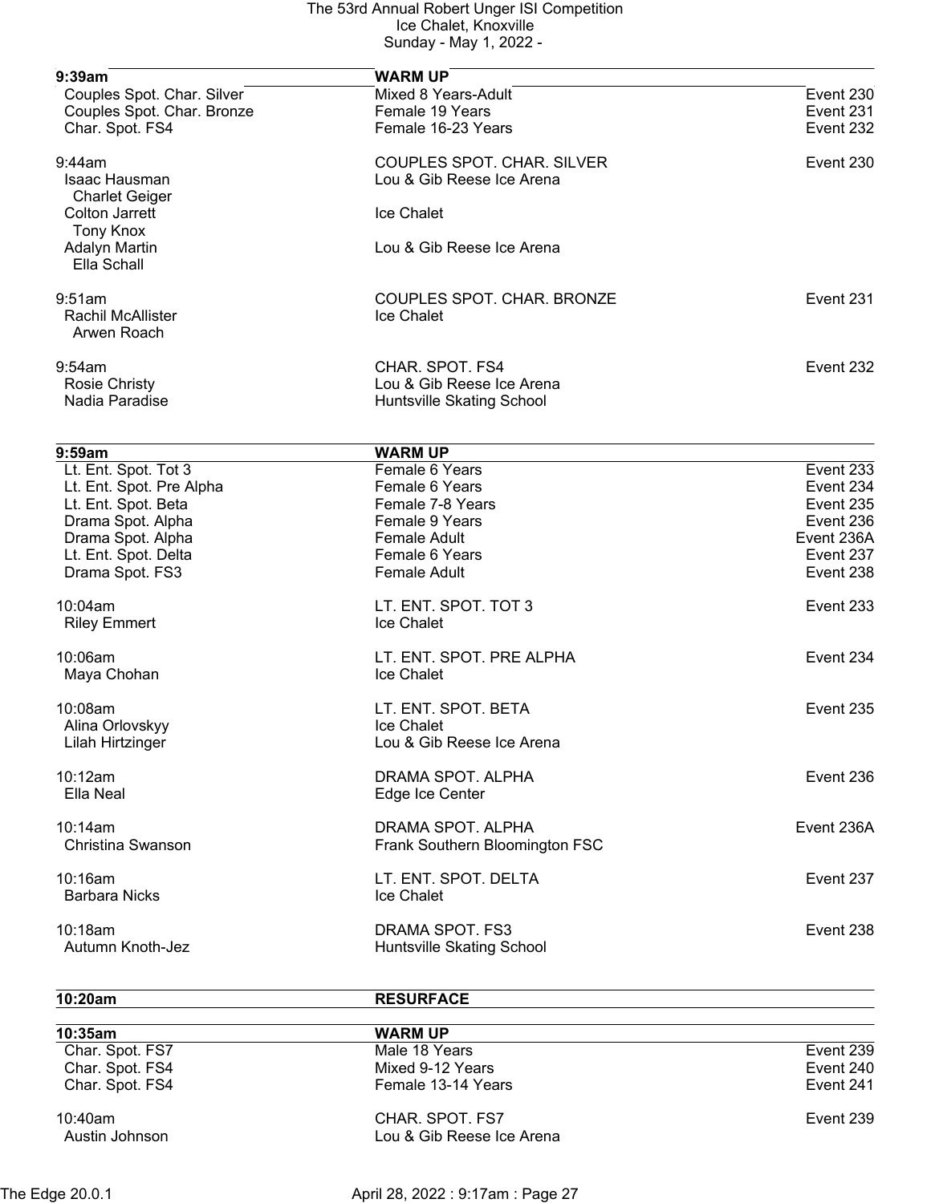| 9:39am | WARM UP | |
|---|---|---|
| Couples Spot. Char. Silver | Mixed 8 Years-Adult | Event 230 |
| Couples Spot. Char. Bronze | Female 19 Years | Event 231 |
| Char. Spot. FS4 | Female 16-23 Years | Event 232 |

9:44am — COUPLES SPOT. CHAR. SILVER — Event 230

- Isaac Hausman / Charlet Geiger — Lou & Gib Reese Ice Arena
- Colton Jarrett / Tony Knox — Ice Chalet
- Adalyn Martin / Ella Schall — Lou & Gib Reese Ice Arena

9:51am — COUPLES SPOT. CHAR. BRONZE — Event 231

- Rachil McAllister / Arwen Roach — Ice Chalet

9:54am — CHAR. SPOT. FS4 — Event 232

- Rosie Christy — Lou & Gib Reese Ice Arena
- Nadia Paradise — Huntsville Skating School

| 9:59am | WARM UP | |
|---|---|---|
| Lt. Ent. Spot. Tot 3 | Female 6 Years | Event 233 |
| Lt. Ent. Spot. Pre Alpha | Female 6 Years | Event 234 |
| Lt. Ent. Spot. Beta | Female 7-8 Years | Event 235 |
| Drama Spot. Alpha | Female 9 Years | Event 236 |
| Drama Spot. Alpha | Female Adult | Event 236A |
| Lt. Ent. Spot. Delta | Female 6 Years | Event 237 |
| Drama Spot. FS3 | Female Adult | Event 238 |

10:04am — LT. ENT. SPOT. TOT 3 — Event 233

- Riley Emmert — Ice Chalet

10:06am — LT. ENT. SPOT. PRE ALPHA — Event 234

- Maya Chohan — Ice Chalet

10:08am — LT. ENT. SPOT. BETA — Event 235

- Alina Orlovskyy — Ice Chalet
- Lilah Hirtzinger — Lou & Gib Reese Ice Arena

10:12am — DRAMA SPOT. ALPHA — Event 236

- Ella Neal — Edge Ice Center

10:14am — DRAMA SPOT. ALPHA — Event 236A

- Christina Swanson — Frank Southern Bloomington FSC

10:16am — LT. ENT. SPOT. DELTA — Event 237

- Barbara Nicks — Ice Chalet

10:18am — DRAMA SPOT. FS3 — Event 238

- Autumn Knoth-Jez — Huntsville Skating School

**10:20am — RESURFACE**

| 10:35am | WARM UP | |
|---|---|---|
| Char. Spot. FS7 | Male 18 Years | Event 239 |
| Char. Spot. FS4 | Mixed 9-12 Years | Event 240 |
| Char. Spot. FS4 | Female 13-14 Years | Event 241 |

10:40am — CHAR. SPOT. FS7 — Event 239

- Austin Johnson — Lou & Gib Reese Ice Arena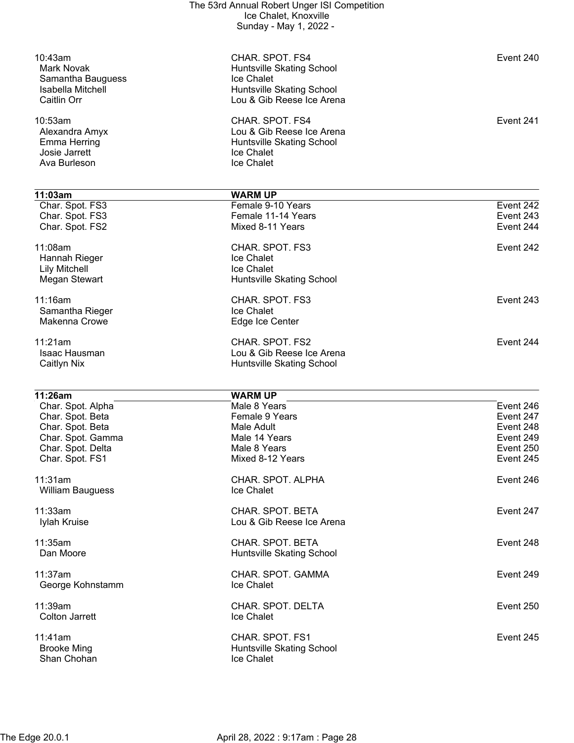10:43am | CHAR. SPOT. FS4 | Event 240
- Mark Novak — Huntsville Skating School
- Samantha Bauguess — Ice Chalet
- Isabella Mitchell — Huntsville Skating School
- Caitlin Orr — Lou & Gib Reese Ice Arena

10:53am | CHAR. SPOT. FS4 | Event 241
- Alexandra Amyx — Lou & Gib Reese Ice Arena
- Emma Herring — Huntsville Skating School
- Josie Jarrett — Ice Chalet
- Ava Burleson — Ice Chalet

| **11:03am** | **WARM UP** | |
|---|---|---|
| Char. Spot. FS3 | Female 9-10 Years | Event 242 |
| Char. Spot. FS3 | Female 11-14 Years | Event 243 |
| Char. Spot. FS2 | Mixed 8-11 Years | Event 244 |

11:08am | CHAR. SPOT. FS3 | Event 242
- Hannah Rieger — Ice Chalet
- Lily Mitchell — Ice Chalet
- Megan Stewart — Huntsville Skating School

11:16am | CHAR. SPOT. FS3 | Event 243
- Samantha Rieger — Ice Chalet
- Makenna Crowe — Edge Ice Center

11:21am | CHAR. SPOT. FS2 | Event 244
- Isaac Hausman — Lou & Gib Reese Ice Arena
- Caitlyn Nix — Huntsville Skating School

| **11:26am** | **WARM UP** | |
|---|---|---|
| Char. Spot. Alpha | Male 8 Years | Event 246 |
| Char. Spot. Beta | Female 9 Years | Event 247 |
| Char. Spot. Beta | Male Adult | Event 248 |
| Char. Spot. Gamma | Male 14 Years | Event 249 |
| Char. Spot. Delta | Male 8 Years | Event 250 |
| Char. Spot. FS1 | Mixed 8-12 Years | Event 245 |

11:31am | CHAR. SPOT. ALPHA | Event 246
- William Bauguess — Ice Chalet

11:33am | CHAR. SPOT. BETA | Event 247
- Iylah Kruise — Lou & Gib Reese Ice Arena

11:35am | CHAR. SPOT. BETA | Event 248
- Dan Moore — Huntsville Skating School

11:37am | CHAR. SPOT. GAMMA | Event 249
- George Kohnstamm — Ice Chalet

11:39am | CHAR. SPOT. DELTA | Event 250
- Colton Jarrett — Ice Chalet

11:41am | CHAR. SPOT. FS1 | Event 245
- Brooke Ming — Huntsville Skating School
- Shan Chohan — Ice Chalet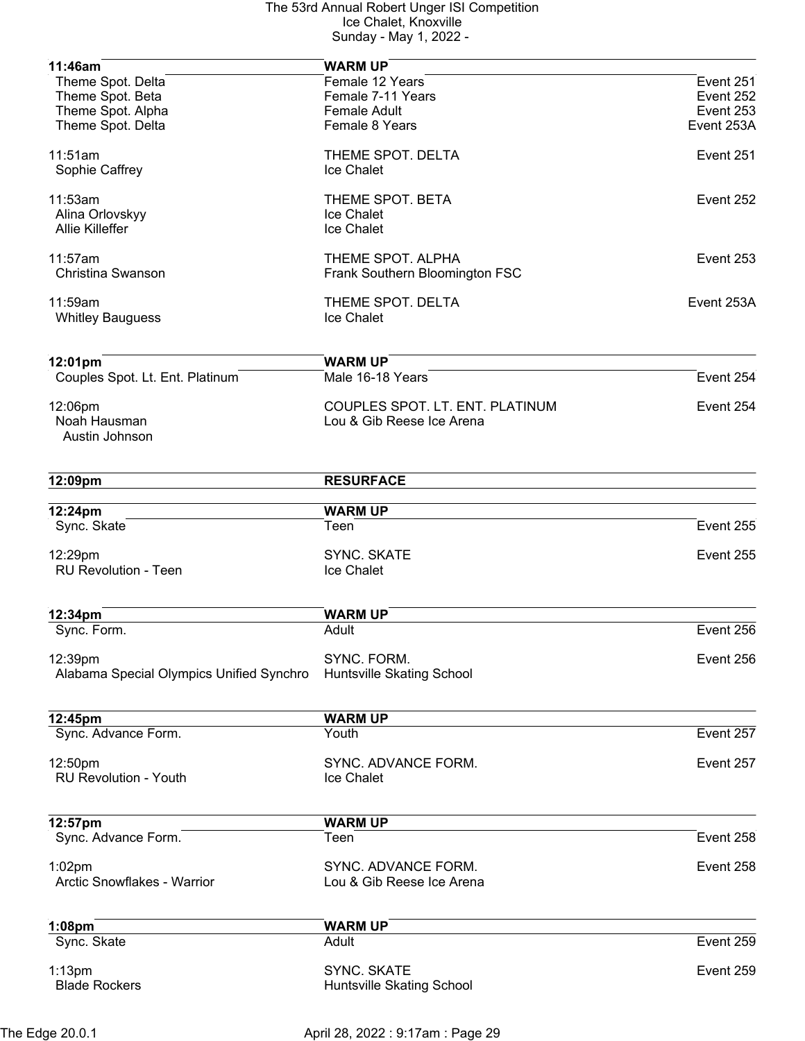The 53rd Annual Robert Unger ISI Competition
Ice Chalet, Knoxville
Sunday - May 1, 2022 -

| **11:46am** | **WARM UP** | |
|---|---|---|
| Theme Spot. Delta | Female 12 Years | Event 251 |
| Theme Spot. Beta | Female 7-11 Years | Event 252 |
| Theme Spot. Alpha | Female Adult | Event 253 |
| Theme Spot. Delta | Female 8 Years | Event 253A |

| 11:51am | THEME SPOT. DELTA | Event 251 |
|---|---|---|
| Sophie Caffrey | Ice Chalet | |

| 11:53am | THEME SPOT. BETA | Event 252 |
|---|---|---|
| Alina Orlovskyy | Ice Chalet | |
| Allie Killeffer | Ice Chalet | |

| 11:57am | THEME SPOT. ALPHA | Event 253 |
|---|---|---|
| Christina Swanson | Frank Southern Bloomington FSC | |

| 11:59am | THEME SPOT. DELTA | Event 253A |
|---|---|---|
| Whitley Bauguess | Ice Chalet | |

| **12:01pm** | **WARM UP** | |
|---|---|---|
| Couples Spot. Lt. Ent. Platinum | Male 16-18 Years | Event 254 |

| 12:06pm | COUPLES SPOT. LT. ENT. PLATINUM | Event 254 |
|---|---|---|
| Noah Hausman | Lou & Gib Reese Ice Arena | |
| Austin Johnson | | |

**12:09pm** **RESURFACE**

| **12:24pm** | **WARM UP** | |
|---|---|---|
| Sync. Skate | Teen | Event 255 |

| 12:29pm | SYNC. SKATE | Event 255 |
|---|---|---|
| RU Revolution - Teen | Ice Chalet | |

| **12:34pm** | **WARM UP** | |
|---|---|---|
| Sync. Form. | Adult | Event 256 |

| 12:39pm | SYNC. FORM. | Event 256 |
|---|---|---|
| Alabama Special Olympics Unified Synchro | Huntsville Skating School | |

| **12:45pm** | **WARM UP** | |
|---|---|---|
| Sync. Advance Form. | Youth | Event 257 |

| 12:50pm | SYNC. ADVANCE FORM. | Event 257 |
|---|---|---|
| RU Revolution - Youth | Ice Chalet | |

| **12:57pm** | **WARM UP** | |
|---|---|---|
| Sync. Advance Form. | Teen | Event 258 |

| 1:02pm | SYNC. ADVANCE FORM. | Event 258 |
|---|---|---|
| Arctic Snowflakes - Warrior | Lou & Gib Reese Ice Arena | |

| **1:08pm** | **WARM UP** | |
|---|---|---|
| Sync. Skate | Adult | Event 259 |

| 1:13pm | SYNC. SKATE | Event 259 |
|---|---|---|
| Blade Rockers | Huntsville Skating School | |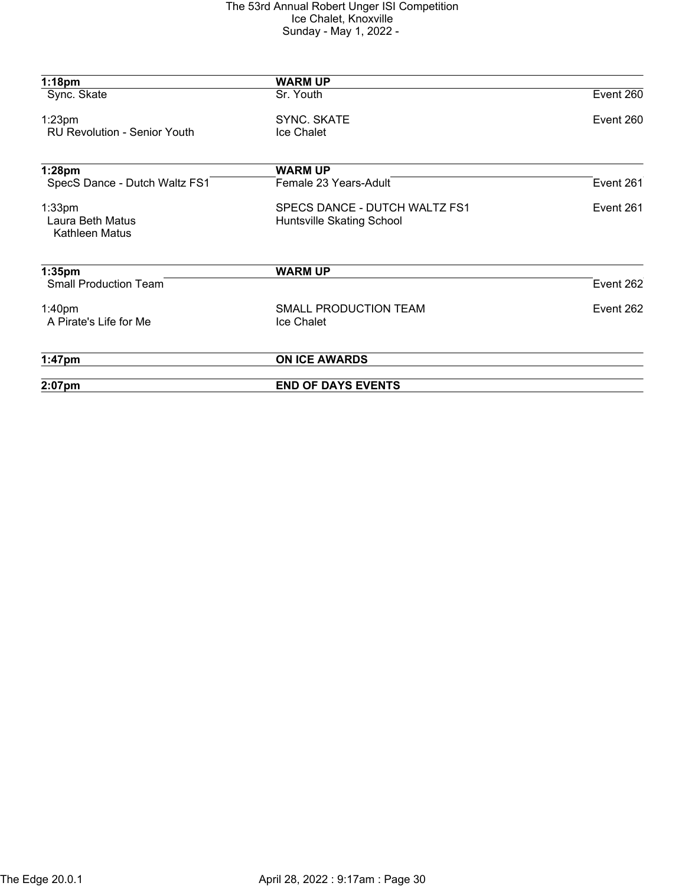| | | |
|---|---|---|
| **1:18pm** | **WARM UP** | |
| Sync. Skate | Sr. Youth | Event 260 |
| 1:23pm | SYNC. SKATE | Event 260 |
| RU Revolution - Senior Youth | Ice Chalet | |
| **1:28pm** | **WARM UP** | |
| SpecS Dance - Dutch Waltz FS1 | Female 23 Years-Adult | Event 261 |
| 1:33pm | SPECS DANCE - DUTCH WALTZ FS1 | Event 261 |
| Laura Beth Matus<br>Kathleen Matus | Huntsville Skating School | |
| **1:35pm** | **WARM UP** | |
| Small Production Team | | Event 262 |
| 1:40pm | SMALL PRODUCTION TEAM | Event 262 |
| A Pirate's Life for Me | Ice Chalet | |
| **1:47pm** | **ON ICE AWARDS** | |
| **2:07pm** | **END OF DAYS EVENTS** | |